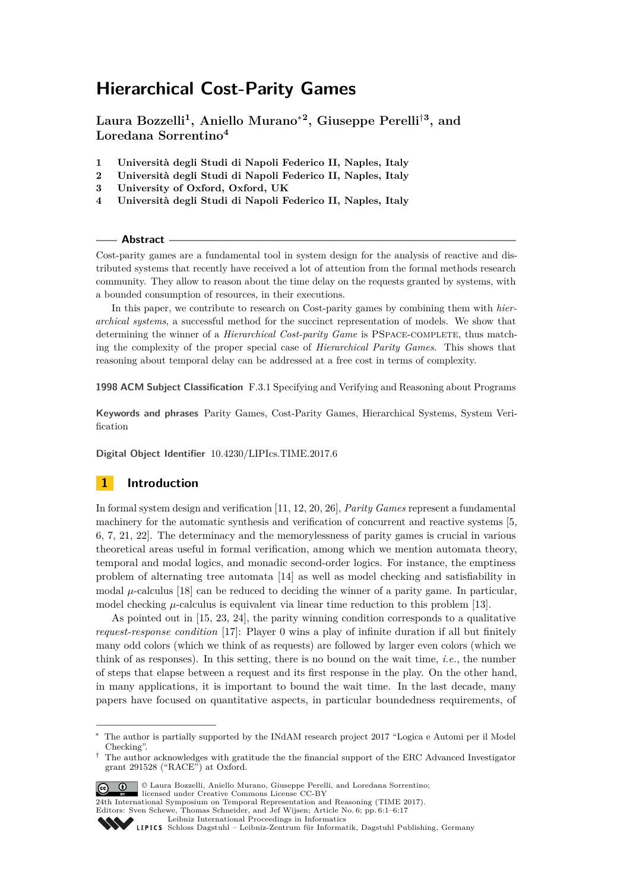# Hierarchical Cost-Parity Games

**Laura Bozzelli[1], Aniello Murano*[2], Giuseppe Perelli†[3], and Loredana Sorrentino[4]**

1. **Università degli Studi di Napoli Federico II, Naples, Italy**
2. **Università degli Studi di Napoli Federico II, Naples, Italy**
3. **University of Oxford, Oxford, UK**
4. **Università degli Studi di Napoli Federico II, Naples, Italy**

## Abstract

Cost-parity games are a fundamental tool in system design for the analysis of reactive and distributed systems that recently have received a lot of attention from the formal methods research community. They allow to reason about the time delay on the requests granted by systems, with a bounded consumption of resources, in their executions.

In this paper, we contribute to research on Cost-parity games by combining them with *hierarchical systems*, a successful method for the succinct representation of models. We show that determining the winner of a *Hierarchical Cost-parity Game* is PSPACE-COMPLETE, thus matching the complexity of the proper special case of *Hierarchical Parity Games*. This shows that reasoning about temporal delay can be addressed at a free cost in terms of complexity.

**1998 ACM Subject Classification** F.3.1 Specifying and Verifying and Reasoning about Programs

**Keywords and phrases** Parity Games, Cost-Parity Games, Hierarchical Systems, System Verification

**Digital Object Identifier** 10.4230/LIPIcs.TIME.2017.6

## 1 Introduction

In formal system design and verification [11, 12, 20, 26], *Parity Games* represent a fundamental machinery for the automatic synthesis and verification of concurrent and reactive systems [5, 6, 7, 21, 22]. The determinacy and the memorylessness of parity games is crucial in various theoretical areas useful in formal verification, among which we mention automata theory, temporal and modal logics, and monadic second-order logics. For instance, the emptiness problem of alternating tree automata [14] as well as model checking and satisfiability in modal $\mu$-calculus [18] can be reduced to deciding the winner of a parity game. In particular, model checking $\mu$-calculus is equivalent via linear time reduction to this problem [13].

As pointed out in [15, 23, 24], the parity winning condition corresponds to a qualitative *request-response condition* [17]: Player 0 wins a play of infinite duration if all but finitely many odd colors (which we think of as requests) are followed by larger even colors (which we think of as responses). In this setting, there is no bound on the wait time, *i.e.*, the number of steps that elapse between a request and its first response in the play. On the other hand, in many applications, it is important to bound the wait time. In the last decade, many papers have focused on quantitative aspects, in particular boundedness requirements, of

---

\* The author is partially supported by the INdAM research project 2017 "Logica e Automi per il Model Checking".

† The author acknowledges with gratitude the the financial support of the ERC Advanced Investigator grant 291528 ("RACE") at Oxford.

© Laura Bozzelli, Aniello Murano, Giuseppe Perelli, and Loredana Sorrentino; licensed under Creative Commons License CC-BY

24th International Symposium on Temporal Representation and Reasoning (TIME 2017).
Editors: Sven Schewe, Thomas Schneider, and Jef Wijsen; Article No. 6; pp. 6:1–6:17

Leibniz International Proceedings in Informatics
Schloss Dagstuhl – Leibniz-Zentrum für Informatik, Dagstuhl Publishing, Germany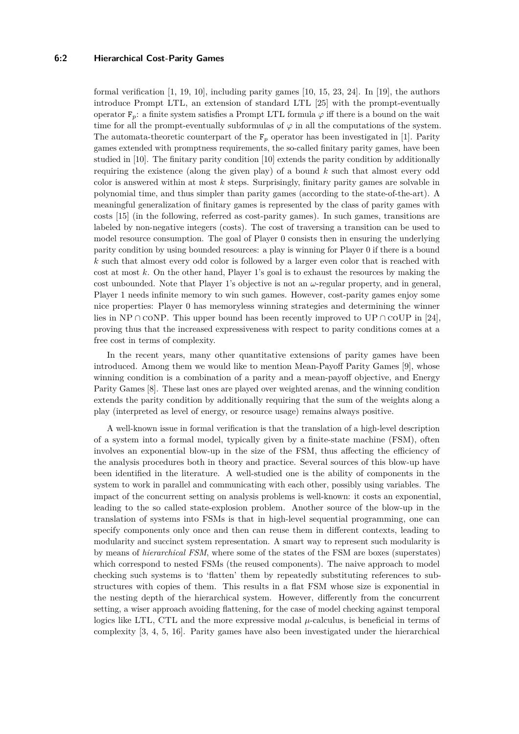formal verification [1, 19, 10], including parity games [10, 15, 23, 24]. In [19], the authors introduce Prompt LTL, an extension of standard LTL [25] with the prompt-eventually operator $\mathtt{F}_p$: a finite system satisfies a Prompt LTL formula $\varphi$ iff there is a bound on the wait time for all the prompt-eventually subformulas of $\varphi$ in all the computations of the system. The automata-theoretic counterpart of the $\mathtt{F}_p$ operator has been investigated in [1]. Parity games extended with promptness requirements, the so-called finitary parity games, have been studied in [10]. The finitary parity condition [10] extends the parity condition by additionally requiring the existence (along the given play) of a bound $k$ such that almost every odd color is answered within at most $k$ steps. Surprisingly, finitary parity games are solvable in polynomial time, and thus simpler than parity games (according to the state-of-the-art). A meaningful generalization of finitary games is represented by the class of parity games with costs [15] (in the following, referred as cost-parity games). In such games, transitions are labeled by non-negative integers (costs). The cost of traversing a transition can be used to model resource consumption. The goal of Player 0 consists then in ensuring the underlying parity condition by using bounded resources: a play is winning for Player 0 if there is a bound $k$ such that almost every odd color is followed by a larger even color that is reached with cost at most $k$. On the other hand, Player 1's goal is to exhaust the resources by making the cost unbounded. Note that Player 1's objective is not an $\omega$-regular property, and in general, Player 1 needs infinite memory to win such games. However, cost-parity games enjoy some nice properties: Player 0 has memoryless winning strategies and determining the winner lies in $\mathrm{NP} \cap \mathrm{coNP}$. This upper bound has been recently improved to $\mathrm{UP} \cap \mathrm{coUP}$ in [24], proving thus that the increased expressiveness with respect to parity conditions comes at a free cost in terms of complexity.

In the recent years, many other quantitative extensions of parity games have been introduced. Among them we would like to mention Mean-Payoff Parity Games [9], whose winning condition is a combination of a parity and a mean-payoff objective, and Energy Parity Games [8]. These last ones are played over weighted arenas, and the winning condition extends the parity condition by additionally requiring that the sum of the weights along a play (interpreted as level of energy, or resource usage) remains always positive.

A well-known issue in formal verification is that the translation of a high-level description of a system into a formal model, typically given by a finite-state machine (FSM), often involves an exponential blow-up in the size of the FSM, thus affecting the efficiency of the analysis procedures both in theory and practice. Several sources of this blow-up have been identified in the literature. A well-studied one is the ability of components in the system to work in parallel and communicating with each other, possibly using variables. The impact of the concurrent setting on analysis problems is well-known: it costs an exponential, leading to the so called state-explosion problem. Another source of the blow-up in the translation of systems into FSMs is that in high-level sequential programming, one can specify components only once and then can reuse them in different contexts, leading to modularity and succinct system representation. A smart way to represent such modularity is by means of *hierarchical FSM*, where some of the states of the FSM are boxes (superstates) which correspond to nested FSMs (the reused components). The naive approach to model checking such systems is to 'flatten' them by repeatedly substituting references to sub-structures with copies of them. This results in a flat FSM whose size is exponential in the nesting depth of the hierarchical system. However, differently from the concurrent setting, a wiser approach avoiding flattening, for the case of model checking against temporal logics like LTL, CTL and the more expressive modal $\mu$-calculus, is beneficial in terms of complexity [3, 4, 5, 16]. Parity games have also been investigated under the hierarchical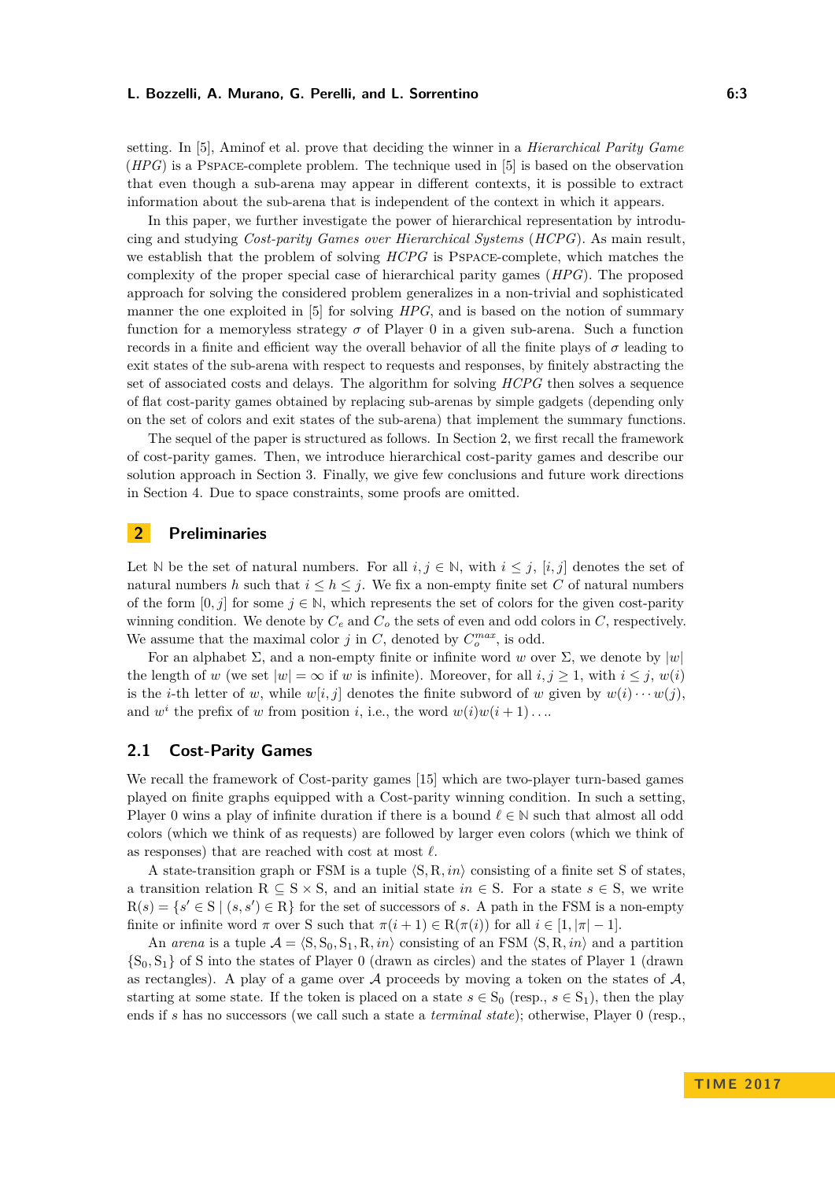setting. In [5], Aminof et al. prove that deciding the winner in a *Hierarchical Parity Game* (*HPG*) is a PSPACE-complete problem. The technique used in [5] is based on the observation that even though a sub-arena may appear in different contexts, it is possible to extract information about the sub-arena that is independent of the context in which it appears.

In this paper, we further investigate the power of hierarchical representation by introducing and studying *Cost-parity Games over Hierarchical Systems* (*HCPG*). As main result, we establish that the problem of solving *HCPG* is PSPACE-complete, which matches the complexity of the proper special case of hierarchical parity games (*HPG*). The proposed approach for solving the considered problem generalizes in a non-trivial and sophisticated manner the one exploited in [5] for solving *HPG*, and is based on the notion of summary function for a memoryless strategy $\sigma$ of Player 0 in a given sub-arena. Such a function records in a finite and efficient way the overall behavior of all the finite plays of $\sigma$ leading to exit states of the sub-arena with respect to requests and responses, by finitely abstracting the set of associated costs and delays. The algorithm for solving *HCPG* then solves a sequence of flat cost-parity games obtained by replacing sub-arenas by simple gadgets (depending only on the set of colors and exit states of the sub-arena) that implement the summary functions.

The sequel of the paper is structured as follows. In Section 2, we first recall the framework of cost-parity games. Then, we introduce hierarchical cost-parity games and describe our solution approach in Section 3. Finally, we give few conclusions and future work directions in Section 4. Due to space constraints, some proofs are omitted.

## 2 Preliminaries

Let $\mathbb{N}$ be the set of natural numbers. For all $i, j \in \mathbb{N}$, with $i \leq j$, $[i, j]$ denotes the set of natural numbers $h$ such that $i \leq h \leq j$. We fix a non-empty finite set $C$ of natural numbers of the form $[0, j]$ for some $j \in \mathbb{N}$, which represents the set of colors for the given cost-parity winning condition. We denote by $C_e$ and $C_o$ the sets of even and odd colors in $C$, respectively. We assume that the maximal color $j$ in $C$, denoted by $C_o^{max}$, is odd.

For an alphabet $\Sigma$, and a non-empty finite or infinite word $w$ over $\Sigma$, we denote by $|w|$ the length of $w$ (we set $|w| = \infty$ if $w$ is infinite). Moreover, for all $i, j \geq 1$, with $i \leq j$, $w(i)$ is the $i$-th letter of $w$, while $w[i, j]$ denotes the finite subword of $w$ given by $w(i) \cdots w(j)$, and $w^i$ the prefix of $w$ from position $i$, i.e., the word $w(i)w(i + 1) \ldots$.

### 2.1 Cost-Parity Games

We recall the framework of Cost-parity games [15] which are two-player turn-based games played on finite graphs equipped with a Cost-parity winning condition. In such a setting, Player 0 wins a play of infinite duration if there is a bound $\ell \in \mathbb{N}$ such that almost all odd colors (which we think of as requests) are followed by larger even colors (which we think of as responses) that are reached with cost at most $\ell$.

A state-transition graph or FSM is a tuple $\langle \mathrm{S}, \mathrm{R}, in \rangle$ consisting of a finite set $\mathrm{S}$ of states, a transition relation $\mathrm{R} \subseteq \mathrm{S} \times \mathrm{S}$, and an initial state $in \in \mathrm{S}$. For a state $s \in \mathrm{S}$, we write $\mathrm{R}(s) = \{s' \in \mathrm{S} \mid (s, s') \in \mathrm{R}\}$ for the set of successors of $s$. A path in the FSM is a non-empty finite or infinite word $\pi$ over $\mathrm{S}$ such that $\pi(i + 1) \in \mathrm{R}(\pi(i))$ for all $i \in [1, |\pi| - 1]$.

An *arena* is a tuple $\mathcal{A} = \langle \mathrm{S}, \mathrm{S}_0, \mathrm{S}_1, \mathrm{R}, in \rangle$ consisting of an FSM $\langle \mathrm{S}, \mathrm{R}, in \rangle$ and a partition $\{\mathrm{S}_0, \mathrm{S}_1\}$ of $\mathrm{S}$ into the states of Player 0 (drawn as circles) and the states of Player 1 (drawn as rectangles). A play of a game over $\mathcal{A}$ proceeds by moving a token on the states of $\mathcal{A}$, starting at some state. If the token is placed on a state $s \in \mathrm{S}_0$ (resp., $s \in \mathrm{S}_1$), then the play ends if $s$ has no successors (we call such a state a *terminal state*); otherwise, Player 0 (resp.,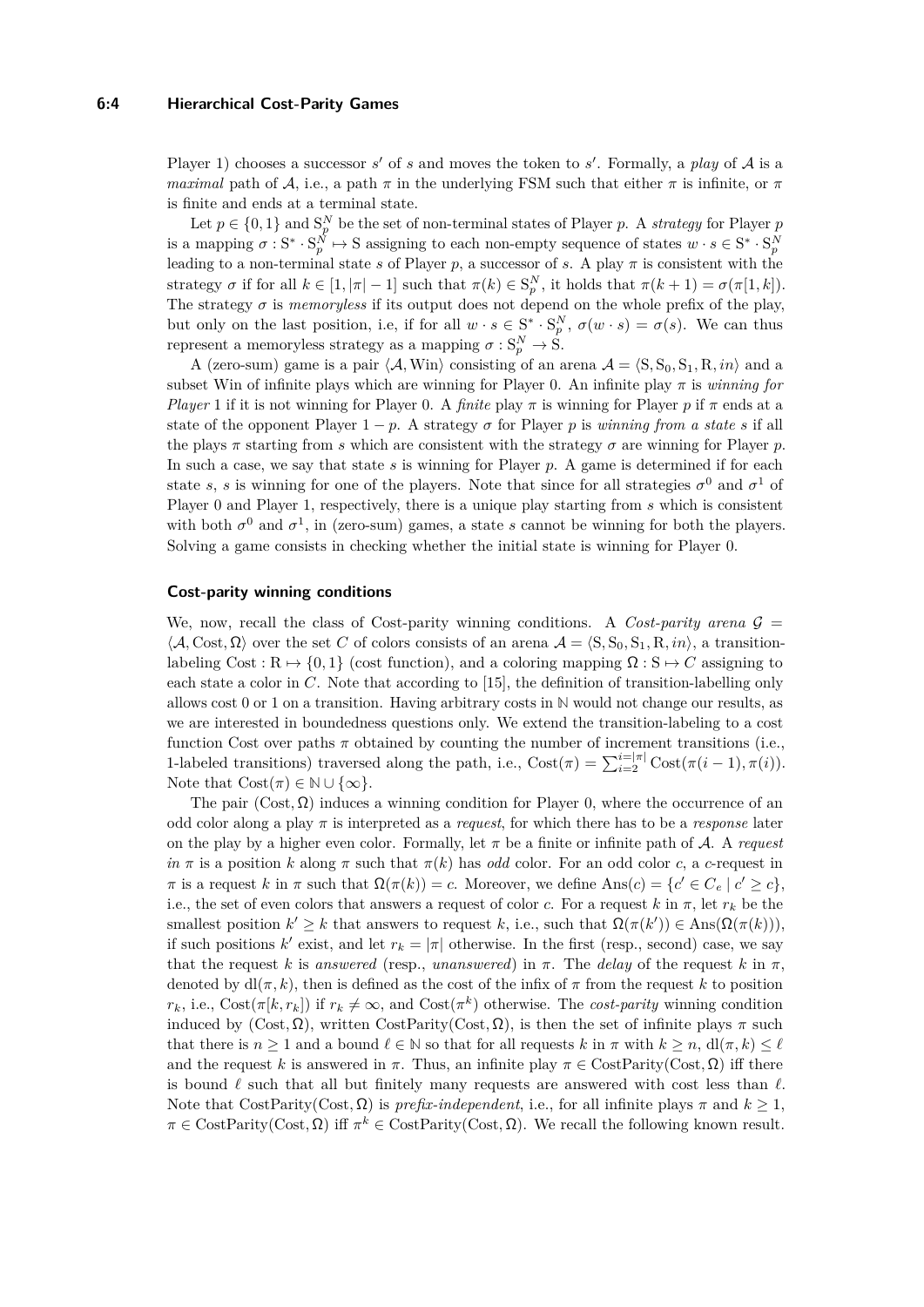Player 1) chooses a successor $s'$ of $s$ and moves the token to $s'$. Formally, a *play* of $\mathcal{A}$ is a *maximal* path of $\mathcal{A}$, i.e., a path $\pi$ in the underlying FSM such that either $\pi$ is infinite, or $\pi$ is finite and ends at a terminal state.

Let $p \in \{0, 1\}$ and $\mathrm{S}_p^N$ be the set of non-terminal states of Player $p$. A *strategy* for Player $p$ is a mapping $\sigma : \mathrm{S}^* \cdot \mathrm{S}_p^N \mapsto \mathrm{S}$ assigning to each non-empty sequence of states $w \cdot s \in \mathrm{S}^* \cdot \mathrm{S}_p^N$ leading to a non-terminal state $s$ of Player $p$, a successor of $s$. A play $\pi$ is consistent with the strategy $\sigma$ if for all $k \in [1, |\pi| - 1]$ such that $\pi(k) \in \mathrm{S}_p^N$, it holds that $\pi(k + 1) = \sigma(\pi[1, k])$. The strategy $\sigma$ is *memoryless* if its output does not depend on the whole prefix of the play, but only on the last position, i.e, if for all $w \cdot s \in \mathrm{S}^* \cdot \mathrm{S}_p^N$, $\sigma(w \cdot s) = \sigma(s)$. We can thus represent a memoryless strategy as a mapping $\sigma : \mathrm{S}_p^N \to \mathrm{S}$.

A (zero-sum) game is a pair $\langle \mathcal{A}, \mathrm{Win} \rangle$ consisting of an arena $\mathcal{A} = \langle \mathrm{S}, \mathrm{S}_0, \mathrm{S}_1, \mathrm{R}, in \rangle$ and a subset Win of infinite plays which are winning for Player 0. An infinite play $\pi$ is *winning for Player* 1 if it is not winning for Player 0. A *finite* play $\pi$ is winning for Player $p$ if $\pi$ ends at a state of the opponent Player $1 - p$. A strategy $\sigma$ for Player $p$ is *winning from a state* $s$ if all the plays $\pi$ starting from $s$ which are consistent with the strategy $\sigma$ are winning for Player $p$. In such a case, we say that state $s$ is winning for Player $p$. A game is determined if for each state $s$, $s$ is winning for one of the players. Note that since for all strategies $\sigma^0$ and $\sigma^1$ of Player 0 and Player 1, respectively, there is a unique play starting from $s$ which is consistent with both $\sigma^0$ and $\sigma^1$, in (zero-sum) games, a state $s$ cannot be winning for both the players. Solving a game consists in checking whether the initial state is winning for Player 0.

### Cost-parity winning conditions

We, now, recall the class of Cost-parity winning conditions. A *Cost-parity arena* $\mathcal{G} = \langle \mathcal{A}, \mathrm{Cost}, \Omega \rangle$ over the set $C$ of colors consists of an arena $\mathcal{A} = \langle \mathrm{S}, \mathrm{S}_0, \mathrm{S}_1, \mathrm{R}, in \rangle$, a transition-labeling $\mathrm{Cost} : \mathrm{R} \mapsto \{0, 1\}$ (cost function), and a coloring mapping $\Omega : \mathrm{S} \mapsto C$ assigning to each state a color in $C$. Note that according to [15], the definition of transition-labelling only allows cost 0 or 1 on a transition. Having arbitrary costs in $\mathbb{N}$ would not change our results, as we are interested in boundedness questions only. We extend the transition-labeling to a cost function Cost over paths $\pi$ obtained by counting the number of increment transitions (i.e., 1-labeled transitions) traversed along the path, i.e., $\mathrm{Cost}(\pi) = \sum_{i=2}^{i=|\pi|} \mathrm{Cost}(\pi(i - 1), \pi(i))$. Note that $\mathrm{Cost}(\pi) \in \mathbb{N} \cup \{\infty\}$.

The pair $(\mathrm{Cost}, \Omega)$ induces a winning condition for Player 0, where the occurrence of an odd color along a play $\pi$ is interpreted as a *request*, for which there has to be a *response* later on the play by a higher even color. Formally, let $\pi$ be a finite or infinite path of $\mathcal{A}$. A *request in* $\pi$ is a position $k$ along $\pi$ such that $\pi(k)$ has *odd* color. For an odd color $c$, a $c$-request in $\pi$ is a request $k$ in $\pi$ such that $\Omega(\pi(k)) = c$. Moreover, we define $\mathrm{Ans}(c) = \{c' \in C_e \mid c' \geq c\}$, i.e., the set of even colors that answers a request of color $c$. For a request $k$ in $\pi$, let $r_k$ be the smallest position $k' \geq k$ that answers to request $k$, i.e., such that $\Omega(\pi(k')) \in \mathrm{Ans}(\Omega(\pi(k)))$, if such positions $k'$ exist, and let $r_k = |\pi|$ otherwise. In the first (resp., second) case, we say that the request $k$ is *answered* (resp., *unanswered*) in $\pi$. The *delay* of the request $k$ in $\pi$, denoted by $\mathrm{dl}(\pi, k)$, then is defined as the cost of the infix of $\pi$ from the request $k$ to position $r_k$, i.e., $\mathrm{Cost}(\pi[k, r_k])$ if $r_k \neq \infty$, and $\mathrm{Cost}(\pi^k)$ otherwise. The *cost-parity* winning condition induced by $(\mathrm{Cost}, \Omega)$, written $\mathrm{CostParity}(\mathrm{Cost}, \Omega)$, is then the set of infinite plays $\pi$ such that there is $n \geq 1$ and a bound $\ell \in \mathbb{N}$ so that for all requests $k$ in $\pi$ with $k \geq n$, $\mathrm{dl}(\pi, k) \leq \ell$ and the request $k$ is answered in $\pi$. Thus, an infinite play $\pi \in \mathrm{CostParity}(\mathrm{Cost}, \Omega)$ iff there is bound $\ell$ such that all but finitely many requests are answered with cost less than $\ell$. Note that $\mathrm{CostParity}(\mathrm{Cost}, \Omega)$ is *prefix-independent*, i.e., for all infinite plays $\pi$ and $k \geq 1$, $\pi \in \mathrm{CostParity}(\mathrm{Cost}, \Omega)$ iff $\pi^k \in \mathrm{CostParity}(\mathrm{Cost}, \Omega)$. We recall the following known result.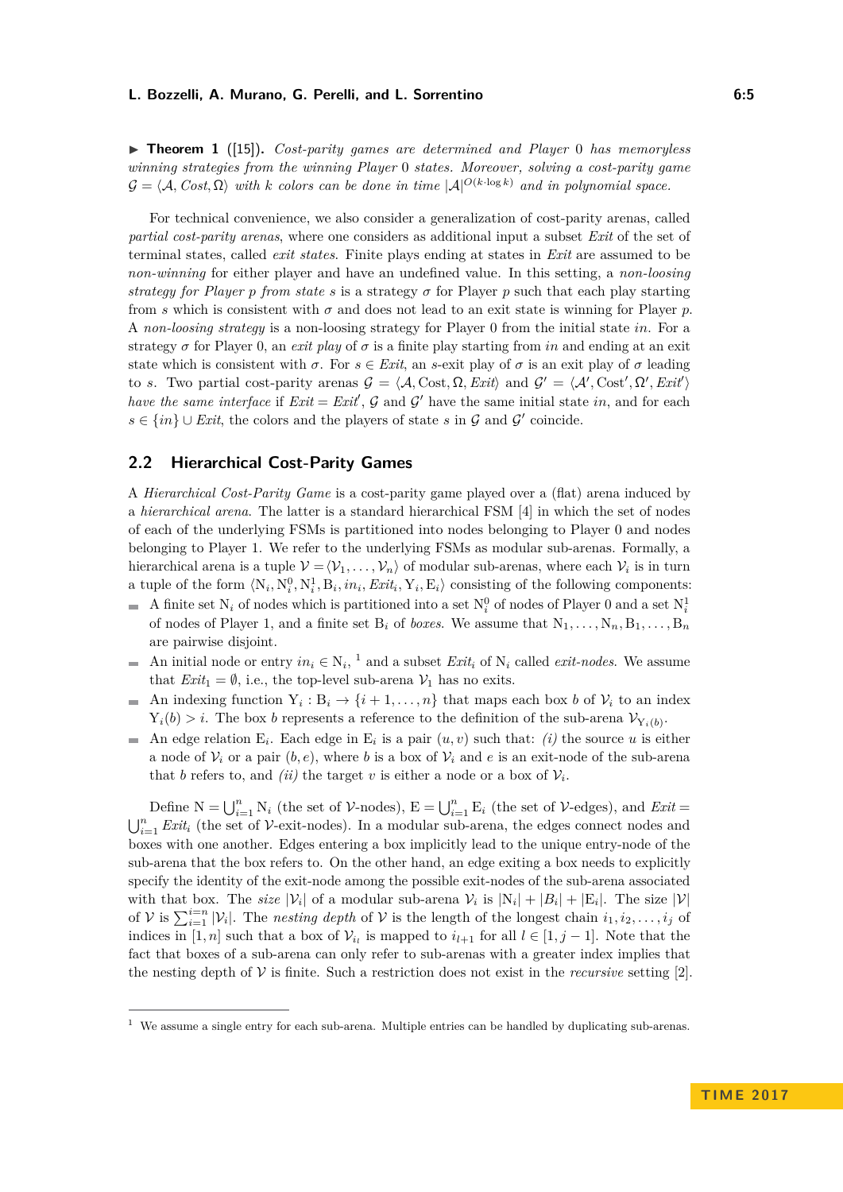▶ **Theorem 1** ([15]). *Cost-parity games are determined and Player* 0 *has memoryless winning strategies from the winning Player* 0 *states. Moreover, solving a cost-parity game* $\mathcal{G} = \langle \mathcal{A}, \mathit{Cost}, \Omega \rangle$ *with* $k$ *colors can be done in time* $|\mathcal{A}|^{O(k \cdot \log k)}$ *and in polynomial space.*

For technical convenience, we also consider a generalization of cost-parity arenas, called *partial cost-parity arenas*, where one considers as additional input a subset *Exit* of the set of terminal states, called *exit states*. Finite plays ending at states in *Exit* are assumed to be *non-winning* for either player and have an undefined value. In this setting, a *non-loosing strategy for Player* $p$ *from state* $s$ is a strategy $\sigma$ for Player $p$ such that each play starting from $s$ which is consistent with $\sigma$ and does not lead to an exit state is winning for Player $p$. A *non-loosing strategy* is a non-loosing strategy for Player 0 from the initial state *in*. For a strategy $\sigma$ for Player 0, an *exit play* of $\sigma$ is a finite play starting from *in* and ending at an exit state which is consistent with $\sigma$. For $s \in \mathit{Exit}$, an $s$-exit play of $\sigma$ is an exit play of $\sigma$ leading to $s$. Two partial cost-parity arenas $\mathcal{G} = \langle \mathcal{A}, \mathrm{Cost}, \Omega, \mathit{Exit} \rangle$ and $\mathcal{G}' = \langle \mathcal{A}', \mathrm{Cost}', \Omega', \mathit{Exit}' \rangle$ *have the same interface* if $\mathit{Exit} = \mathit{Exit}'$, $\mathcal{G}$ and $\mathcal{G}'$ have the same initial state *in*, and for each $s \in \{in\} \cup \mathit{Exit}$, the colors and the players of state $s$ in $\mathcal{G}$ and $\mathcal{G}'$ coincide.

## 2.2 Hierarchical Cost-Parity Games

A *Hierarchical Cost-Parity Game* is a cost-parity game played over a (flat) arena induced by a *hierarchical arena*. The latter is a standard hierarchical FSM [4] in which the set of nodes of each of the underlying FSMs is partitioned into nodes belonging to Player 0 and nodes belonging to Player 1. We refer to the underlying FSMs as modular sub-arenas. Formally, a hierarchical arena is a tuple $\mathcal{V} = \langle \mathcal{V}_1, \ldots, \mathcal{V}_n \rangle$ of modular sub-arenas, where each $\mathcal{V}_i$ is in turn a tuple of the form $\langle \mathrm{N}_i, \mathrm{N}_i^0, \mathrm{N}_i^1, \mathrm{B}_i, in_i, \mathit{Exit}_i, \mathrm{Y}_i, \mathrm{E}_i \rangle$ consisting of the following components:

- A finite set $\mathrm{N}_i$ of nodes which is partitioned into a set $\mathrm{N}_i^0$ of nodes of Player 0 and a set $\mathrm{N}_i^1$ of nodes of Player 1, and a finite set $\mathrm{B}_i$ of *boxes*. We assume that $\mathrm{N}_1, \ldots, \mathrm{N}_n, \mathrm{B}_1, \ldots, \mathrm{B}_n$ are pairwise disjoint.
- An initial node or entry $in_i \in \mathrm{N}_i$, [1] and a subset $\mathit{Exit}_i$ of $\mathrm{N}_i$ called *exit-nodes*. We assume that $\mathit{Exit}_1 = \emptyset$, i.e., the top-level sub-arena $\mathcal{V}_1$ has no exits.
- An indexing function $\mathrm{Y}_i : \mathrm{B}_i \to \{i+1, \ldots, n\}$ that maps each box $b$ of $\mathcal{V}_i$ to an index $\mathrm{Y}_i(b) > i$. The box $b$ represents a reference to the definition of the sub-arena $\mathcal{V}_{\mathrm{Y}_i(b)}$.
- An edge relation $\mathrm{E}_i$. Each edge in $\mathrm{E}_i$ is a pair $(u, v)$ such that: *(i)* the source $u$ is either a node of $\mathcal{V}_i$ or a pair $(b, e)$, where $b$ is a box of $\mathcal{V}_i$ and $e$ is an exit-node of the sub-arena that $b$ refers to, and *(ii)* the target $v$ is either a node or a box of $\mathcal{V}_i$.

Define $\mathrm{N} = \bigcup_{i=1}^{n} \mathrm{N}_i$ (the set of $\mathcal{V}$-nodes), $\mathrm{E} = \bigcup_{i=1}^{n} \mathrm{E}_i$ (the set of $\mathcal{V}$-edges), and $\mathit{Exit} = \bigcup_{i=1}^{n} \mathit{Exit}_i$ (the set of $\mathcal{V}$-exit-nodes). In a modular sub-arena, the edges connect nodes and boxes with one another. Edges entering a box implicitly lead to the unique entry-node of the sub-arena that the box refers to. On the other hand, an edge exiting a box needs to explicitly specify the identity of the exit-node among the possible exit-nodes of the sub-arena associated with that box. The *size* $|\mathcal{V}_i|$ of a modular sub-arena $\mathcal{V}_i$ is $|\mathrm{N}_i| + |B_i| + |\mathrm{E}_i|$. The size $|\mathcal{V}|$ of $\mathcal{V}$ is $\sum_{i=1}^{i=n} |\mathcal{V}_i|$. The *nesting depth* of $\mathcal{V}$ is the length of the longest chain $i_1, i_2, \ldots, i_j$ of indices in $[1, n]$ such that a box of $\mathcal{V}_{i_l}$ is mapped to $i_{l+1}$ for all $l \in [1, j-1]$. Note that the fact that boxes of a sub-arena can only refer to sub-arenas with a greater index implies that the nesting depth of $\mathcal{V}$ is finite. Such a restriction does not exist in the *recursive* setting [2].

[1] We assume a single entry for each sub-arena. Multiple entries can be handled by duplicating sub-arenas.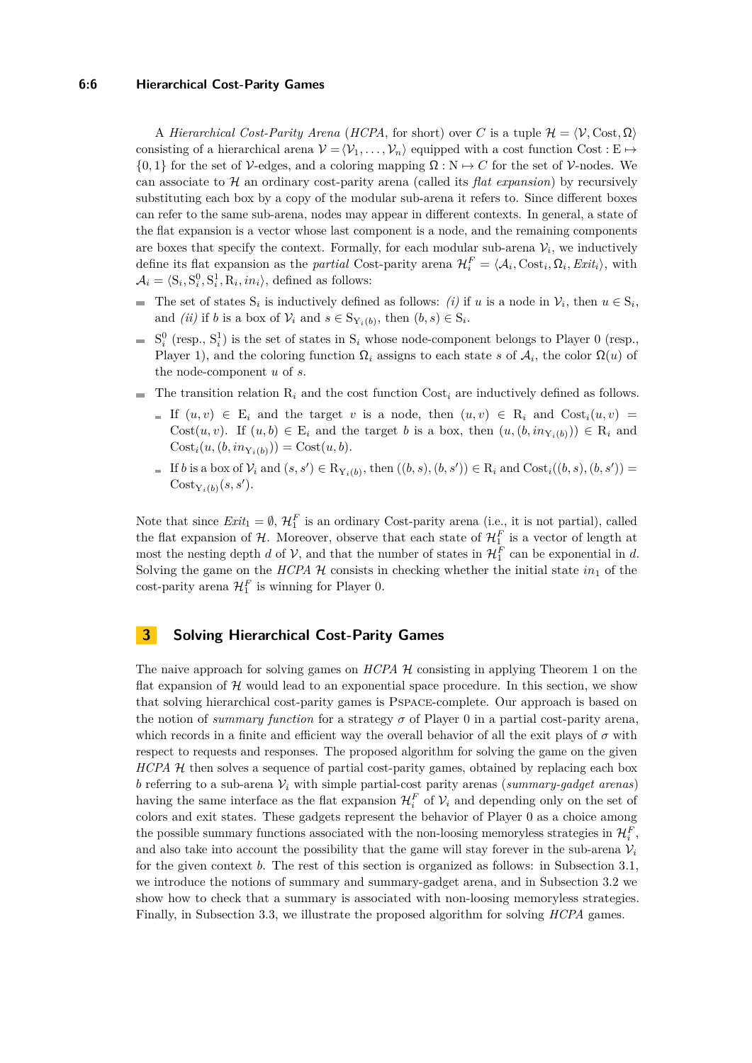A *Hierarchical Cost-Parity Arena* (*HCPA*, for short) over $C$ is a tuple $\mathcal{H} = \langle \mathcal{V}, \text{Cost}, \Omega \rangle$ consisting of a hierarchical arena $\mathcal{V} = \langle \mathcal{V}_1, \ldots, \mathcal{V}_n \rangle$ equipped with a cost function $\text{Cost} : \text{E} \mapsto \{0, 1\}$ for the set of $\mathcal{V}$-edges, and a coloring mapping $\Omega : \text{N} \mapsto C$ for the set of $\mathcal{V}$-nodes. We can associate to $\mathcal{H}$ an ordinary cost-parity arena (called its *flat expansion*) by recursively substituting each box by a copy of the modular sub-arena it refers to. Since different boxes can refer to the same sub-arena, nodes may appear in different contexts. In general, a state of the flat expansion is a vector whose last component is a node, and the remaining components are boxes that specify the context. Formally, for each modular sub-arena $\mathcal{V}_i$, we inductively define its flat expansion as the *partial* Cost-parity arena $\mathcal{H}_i^F = \langle \mathcal{A}_i, \text{Cost}_i, \Omega_i, \mathit{Exit}_i \rangle$, with $\mathcal{A}_i = \langle \text{S}_i, \text{S}_i^0, \text{S}_i^1, \text{R}_i, \mathit{in}_i \rangle$, defined as follows:

- The set of states $\text{S}_i$ is inductively defined as follows: *(i)* if $u$ is a node in $\mathcal{V}_i$, then $u \in \text{S}_i$, and *(ii)* if $b$ is a box of $\mathcal{V}_i$ and $s \in \text{S}_{\text{Y}_i(b)}$, then $(b, s) \in \text{S}_i$.
- $\text{S}_i^0$ (resp., $\text{S}_i^1$) is the set of states in $\text{S}_i$ whose node-component belongs to Player 0 (resp., Player 1), and the coloring function $\Omega_i$ assigns to each state $s$ of $\mathcal{A}_i$, the color $\Omega(u)$ of the node-component $u$ of $s$.
- The transition relation $\text{R}_i$ and the cost function $\text{Cost}_i$ are inductively defined as follows.
  - If $(u, v) \in \text{E}_i$ and the target $v$ is a node, then $(u, v) \in \text{R}_i$ and $\text{Cost}_i(u, v) = \text{Cost}(u, v)$. If $(u, b) \in \text{E}_i$ and the target $b$ is a box, then $(u, (b, \mathit{in}_{\text{Y}_i(b)})) \in \text{R}_i$ and $\text{Cost}_i(u, (b, \mathit{in}_{\text{Y}_i(b)})) = \text{Cost}(u, b)$.
  - If $b$ is a box of $\mathcal{V}_i$ and $(s, s') \in \text{R}_{\text{Y}_i(b)}$, then $((b, s), (b, s')) \in \text{R}_i$ and $\text{Cost}_i((b, s), (b, s')) = \text{Cost}_{\text{Y}_i(b)}(s, s')$.

Note that since $\mathit{Exit}_1 = \emptyset$, $\mathcal{H}_1^F$ is an ordinary Cost-parity arena (i.e., it is not partial), called the flat expansion of $\mathcal{H}$. Moreover, observe that each state of $\mathcal{H}_1^F$ is a vector of length at most the nesting depth $d$ of $\mathcal{V}$, and that the number of states in $\mathcal{H}_1^F$ can be exponential in $d$. Solving the game on the *HCPA* $\mathcal{H}$ consists in checking whether the initial state $\mathit{in}_1$ of the cost-parity arena $\mathcal{H}_1^F$ is winning for Player 0.

## 3 Solving Hierarchical Cost-Parity Games

The naive approach for solving games on *HCPA* $\mathcal{H}$ consisting in applying Theorem 1 on the flat expansion of $\mathcal{H}$ would lead to an exponential space procedure. In this section, we show that solving hierarchical cost-parity games is PSPACE-complete. Our approach is based on the notion of *summary function* for a strategy $\sigma$ of Player 0 in a partial cost-parity arena, which records in a finite and efficient way the overall behavior of all the exit plays of $\sigma$ with respect to requests and responses. The proposed algorithm for solving the game on the given *HCPA* $\mathcal{H}$ then solves a sequence of partial cost-parity games, obtained by replacing each box $b$ referring to a sub-arena $\mathcal{V}_i$ with simple partial-cost parity arenas (*summary-gadget arenas*) having the same interface as the flat expansion $\mathcal{H}_i^F$ of $\mathcal{V}_i$ and depending only on the set of colors and exit states. These gadgets represent the behavior of Player 0 as a choice among the possible summary functions associated with the non-loosing memoryless strategies in $\mathcal{H}_i^F$, and also take into account the possibility that the game will stay forever in the sub-arena $\mathcal{V}_i$ for the given context $b$. The rest of this section is organized as follows: in Subsection 3.1, we introduce the notions of summary and summary-gadget arena, and in Subsection 3.2 we show how to check that a summary is associated with non-loosing memoryless strategies. Finally, in Subsection 3.3, we illustrate the proposed algorithm for solving *HCPA* games.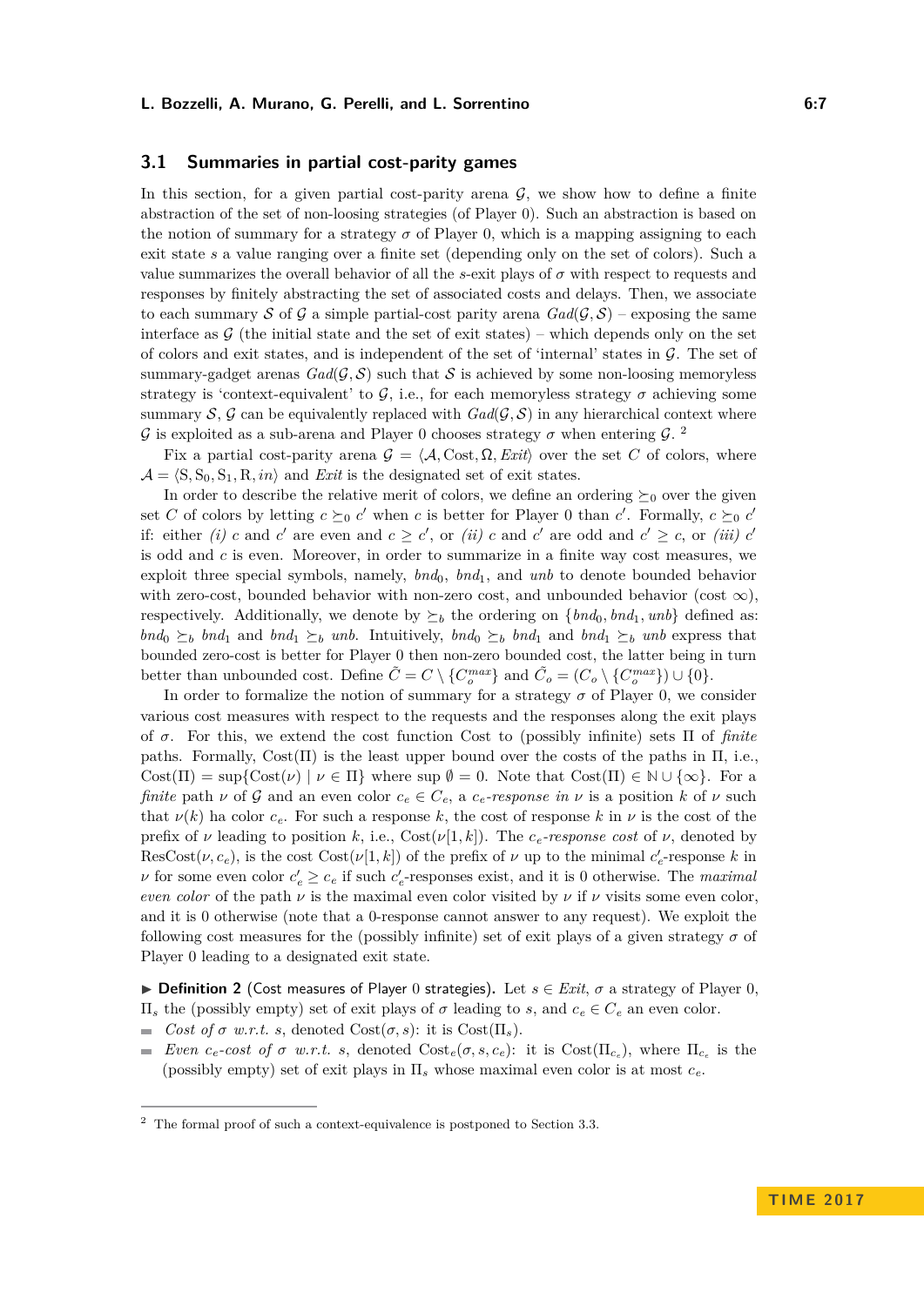## 3.1 Summaries in partial cost-parity games

In this section, for a given partial cost-parity arena $\mathcal{G}$, we show how to define a finite abstraction of the set of non-loosing strategies (of Player 0). Such an abstraction is based on the notion of summary for a strategy $\sigma$ of Player 0, which is a mapping assigning to each exit state $s$ a value ranging over a finite set (depending only on the set of colors). Such a value summarizes the overall behavior of all the $s$-exit plays of $\sigma$ with respect to requests and responses by finitely abstracting the set of associated costs and delays. Then, we associate to each summary $\mathcal{S}$ of $\mathcal{G}$ a simple partial-cost parity arena $Gad(\mathcal{G}, \mathcal{S})$ – exposing the same interface as $\mathcal{G}$ (the initial state and the set of exit states) – which depends only on the set of colors and exit states, and is independent of the set of 'internal' states in $\mathcal{G}$. The set of summary-gadget arenas $Gad(\mathcal{G}, \mathcal{S})$ such that $\mathcal{S}$ is achieved by some non-loosing memoryless strategy is 'context-equivalent' to $\mathcal{G}$, i.e., for each memoryless strategy $\sigma$ achieving some summary $\mathcal{S}$, $\mathcal{G}$ can be equivalently replaced with $Gad(\mathcal{G}, \mathcal{S})$ in any hierarchical context where $\mathcal{G}$ is exploited as a sub-arena and Player 0 chooses strategy $\sigma$ when entering $\mathcal{G}$. [2]

Fix a partial cost-parity arena $\mathcal{G} = \langle \mathcal{A}, \mathrm{Cost}, \Omega, Exit \rangle$ over the set $C$ of colors, where $\mathcal{A} = \langle \mathrm{S}, \mathrm{S}_0, \mathrm{S}_1, \mathrm{R}, in \rangle$ and $Exit$ is the designated set of exit states.

In order to describe the relative merit of colors, we define an ordering $\succeq_0$ over the given set $C$ of colors by letting $c \succeq_0 c'$ when $c$ is better for Player 0 than $c'$. Formally, $c \succeq_0 c'$ if: either *(i)* $c$ and $c'$ are even and $c \geq c'$, or *(ii)* $c$ and $c'$ are odd and $c' \geq c$, or *(iii)* $c'$ is odd and $c$ is even. Moreover, in order to summarize in a finite way cost measures, we exploit three special symbols, namely, $bnd_0$, $bnd_1$, and $unb$ to denote bounded behavior with zero-cost, bounded behavior with non-zero cost, and unbounded behavior (cost $\infty$), respectively. Additionally, we denote by $\succeq_b$ the ordering on $\{bnd_0, bnd_1, unb\}$ defined as: $bnd_0 \succeq_b bnd_1$ and $bnd_1 \succeq_b unb$. Intuitively, $bnd_0 \succeq_b bnd_1$ and $bnd_1 \succeq_b unb$ express that bounded zero-cost is better for Player 0 then non-zero bounded cost, the latter being in turn better than unbounded cost. Define $\tilde{C} = C \setminus \{C_o^{max}\}$ and $\tilde{C}_o = (C_o \setminus \{C_o^{max}\}) \cup \{0\}$.

In order to formalize the notion of summary for a strategy $\sigma$ of Player 0, we consider various cost measures with respect to the requests and the responses along the exit plays of $\sigma$. For this, we extend the cost function Cost to (possibly infinite) sets $\Pi$ of *finite* paths. Formally, $\mathrm{Cost}(\Pi)$ is the least upper bound over the costs of the paths in $\Pi$, i.e., $\mathrm{Cost}(\Pi) = \sup\{\mathrm{Cost}(\nu) \mid \nu \in \Pi\}$ where $\sup \emptyset = 0$. Note that $\mathrm{Cost}(\Pi) \in \mathbb{N} \cup \{\infty\}$. For a *finite* path $\nu$ of $\mathcal{G}$ and an even color $c_e \in C_e$, a $c_e$*-response in* $\nu$ is a position $k$ of $\nu$ such that $\nu(k)$ ha color $c_e$. For such a response $k$, the cost of response $k$ in $\nu$ is the cost of the prefix of $\nu$ leading to position $k$, i.e., $\mathrm{Cost}(\nu[1,k])$. The $c_e$*-response cost* of $\nu$, denoted by $\mathrm{ResCost}(\nu, c_e)$, is the cost $\mathrm{Cost}(\nu[1,k])$ of the prefix of $\nu$ up to the minimal $c'_e$-response $k$ in $\nu$ for some even color $c'_e \geq c_e$ if such $c'_e$-responses exist, and it is 0 otherwise. The *maximal even color* of the path $\nu$ is the maximal even color visited by $\nu$ if $\nu$ visits some even color, and it is 0 otherwise (note that a 0-response cannot answer to any request). We exploit the following cost measures for the (possibly infinite) set of exit plays of a given strategy $\sigma$ of Player 0 leading to a designated exit state.

▶ **Definition 2** (Cost measures of Player 0 strategies). Let $s \in Exit$, $\sigma$ a strategy of Player 0, $\Pi_s$ the (possibly empty) set of exit plays of $\sigma$ leading to $s$, and $c_e \in C_e$ an even color.

- *Cost of $\sigma$ w.r.t. $s$*, denoted $\mathrm{Cost}(\sigma, s)$: it is $\mathrm{Cost}(\Pi_s)$.
- *Even $c_e$-cost of $\sigma$ w.r.t. $s$*, denoted $\mathrm{Cost}_e(\sigma, s, c_e)$: it is $\mathrm{Cost}(\Pi_{c_e})$, where $\Pi_{c_e}$ is the (possibly empty) set of exit plays in $\Pi_s$ whose maximal even color is at most $c_e$.

[2] The formal proof of such a context-equivalence is postponed to Section 3.3.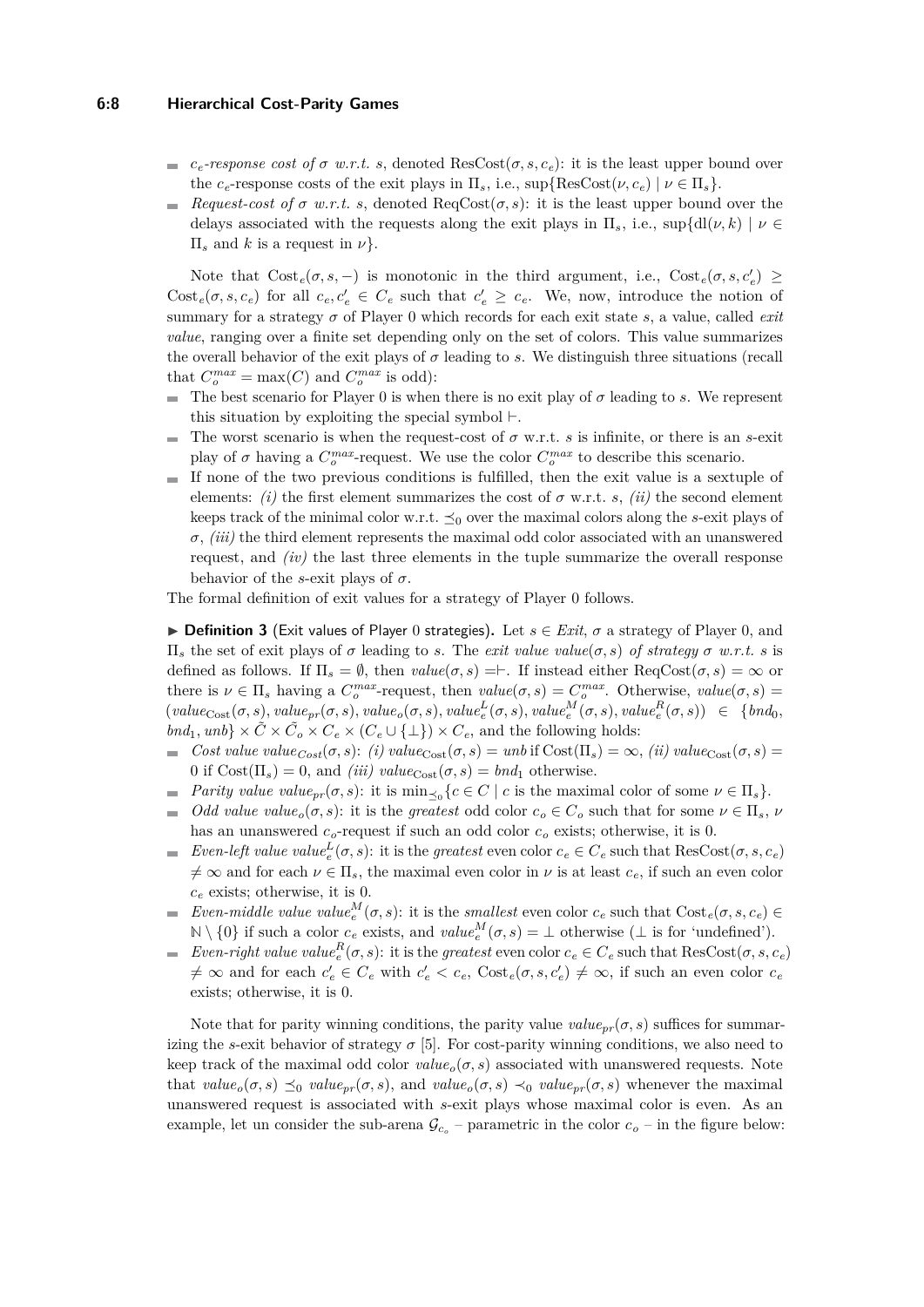- $c_e$*-response cost of* $\sigma$ *w.r.t.* $s$, denoted $\text{ResCost}(\sigma, s, c_e)$: it is the least upper bound over the $c_e$-response costs of the exit plays in $\Pi_s$, i.e., $\sup\{\text{ResCost}(\nu, c_e) \mid \nu \in \Pi_s\}$.
- *Request-cost of* $\sigma$ *w.r.t.* $s$, denoted $\text{ReqCost}(\sigma, s)$: it is the least upper bound over the delays associated with the requests along the exit plays in $\Pi_s$, i.e., $\sup\{\text{dl}(\nu, k) \mid \nu \in \Pi_s$ and $k$ is a request in $\nu\}$.

Note that $\text{Cost}_e(\sigma, s, -)$ is monotonic in the third argument, i.e., $\text{Cost}_e(\sigma, s, c'_e) \geq \text{Cost}_e(\sigma, s, c_e)$ for all $c_e, c'_e \in C_e$ such that $c'_e \geq c_e$. We, now, introduce the notion of summary for a strategy $\sigma$ of Player 0 which records for each exit state $s$, a value, called *exit value*, ranging over a finite set depending only on the set of colors. This value summarizes the overall behavior of the exit plays of $\sigma$ leading to $s$. We distinguish three situations (recall that $C_o^{max} = \max(C)$ and $C_o^{max}$ is odd):

- The best scenario for Player 0 is when there is no exit play of $\sigma$ leading to $s$. We represent this situation by exploiting the special symbol $\vdash$.
- The worst scenario is when the request-cost of $\sigma$ w.r.t. $s$ is infinite, or there is an $s$-exit play of $\sigma$ having a $C_o^{max}$-request. We use the color $C_o^{max}$ to describe this scenario.
- If none of the two previous conditions is fulfilled, then the exit value is a sextuple of elements: *(i)* the first element summarizes the cost of $\sigma$ w.r.t. $s$, *(ii)* the second element keeps track of the minimal color w.r.t. $\preceq_0$ over the maximal colors along the $s$-exit plays of $\sigma$, *(iii)* the third element represents the maximal odd color associated with an unanswered request, and *(iv)* the last three elements in the tuple summarize the overall response behavior of the $s$-exit plays of $\sigma$.

The formal definition of exit values for a strategy of Player 0 follows.

▶ **Definition 3** (Exit values of Player 0 strategies)**.** Let $s \in \mathit{Exit}$, $\sigma$ a strategy of Player 0, and $\Pi_s$ the set of exit plays of $\sigma$ leading to $s$. The *exit value* $\mathit{value}(\sigma, s)$ *of strategy* $\sigma$ *w.r.t.* $s$ is defined as follows. If $\Pi_s = \emptyset$, then $\mathit{value}(\sigma, s) = \vdash$. If instead either $\text{ReqCost}(\sigma, s) = \infty$ or there is $\nu \in \Pi_s$ having a $C_o^{max}$-request, then $\mathit{value}(\sigma, s) = C_o^{max}$. Otherwise, $\mathit{value}(\sigma, s) = (\mathit{value}_{\text{Cost}}(\sigma, s), \mathit{value}_{pr}(\sigma, s), \mathit{value}_o(\sigma, s), \mathit{value}_e^L(\sigma, s), \mathit{value}_e^M(\sigma, s), \mathit{value}_e^R(\sigma, s)) \in \{\mathit{bnd}_0, \mathit{bnd}_1, \mathit{unb}\} \times \tilde{C} \times \tilde{C}_o \times C_e \times (C_e \cup \{\bot\}) \times C_e$, and the following holds:

- *Cost value* $\mathit{value}_{Cost}(\sigma, s)$: *(i)* $\mathit{value}_{\text{Cost}}(\sigma, s) = \mathit{unb}$ if $\text{Cost}(\Pi_s) = \infty$, *(ii)* $\mathit{value}_{\text{Cost}}(\sigma, s) = 0$ if $\text{Cost}(\Pi_s) = 0$, and *(iii)* $\mathit{value}_{\text{Cost}}(\sigma, s) = \mathit{bnd}_1$ otherwise.
- *Parity value* $\mathit{value}_{pr}(\sigma, s)$: it is $\min_{\preceq_0}\{c \in C \mid c$ is the maximal color of some $\nu \in \Pi_s\}$.
- *Odd value* $\mathit{value}_o(\sigma, s)$: it is the *greatest* odd color $c_o \in C_o$ such that for some $\nu \in \Pi_s$, $\nu$ has an unanswered $c_o$-request if such an odd color $c_o$ exists; otherwise, it is 0.
- *Even-left value* $\mathit{value}_e^L(\sigma, s)$: it is the *greatest* even color $c_e \in C_e$ such that $\text{ResCost}(\sigma, s, c_e) \neq \infty$ and for each $\nu \in \Pi_s$, the maximal even color in $\nu$ is at least $c_e$, if such an even color $c_e$ exists; otherwise, it is 0.
- *Even-middle value* $\mathit{value}_e^M(\sigma, s)$: it is the *smallest* even color $c_e$ such that $\text{Cost}_e(\sigma, s, c_e) \in \mathbb{N} \setminus \{0\}$ if such a color $c_e$ exists, and $\mathit{value}_e^M(\sigma, s) = \bot$ otherwise ($\bot$ is for 'undefined').
- *Even-right value* $\mathit{value}_e^R(\sigma, s)$: it is the *greatest* even color $c_e \in C_e$ such that $\text{ResCost}(\sigma, s, c_e) \neq \infty$ and for each $c'_e \in C_e$ with $c'_e < c_e$, $\text{Cost}_e(\sigma, s, c'_e) \neq \infty$, if such an even color $c_e$ exists; otherwise, it is 0.

Note that for parity winning conditions, the parity value $\mathit{value}_{pr}(\sigma, s)$ suffices for summarizing the $s$-exit behavior of strategy $\sigma$ [5]. For cost-parity winning conditions, we also need to keep track of the maximal odd color $\mathit{value}_o(\sigma, s)$ associated with unanswered requests. Note that $\mathit{value}_o(\sigma, s) \preceq_0 \mathit{value}_{pr}(\sigma, s)$, and $\mathit{value}_o(\sigma, s) \prec_0 \mathit{value}_{pr}(\sigma, s)$ whenever the maximal unanswered request is associated with $s$-exit plays whose maximal color is even. As an example, let un consider the sub-arena $\mathcal{G}_{c_o}$ – parametric in the color $c_o$ – in the figure below: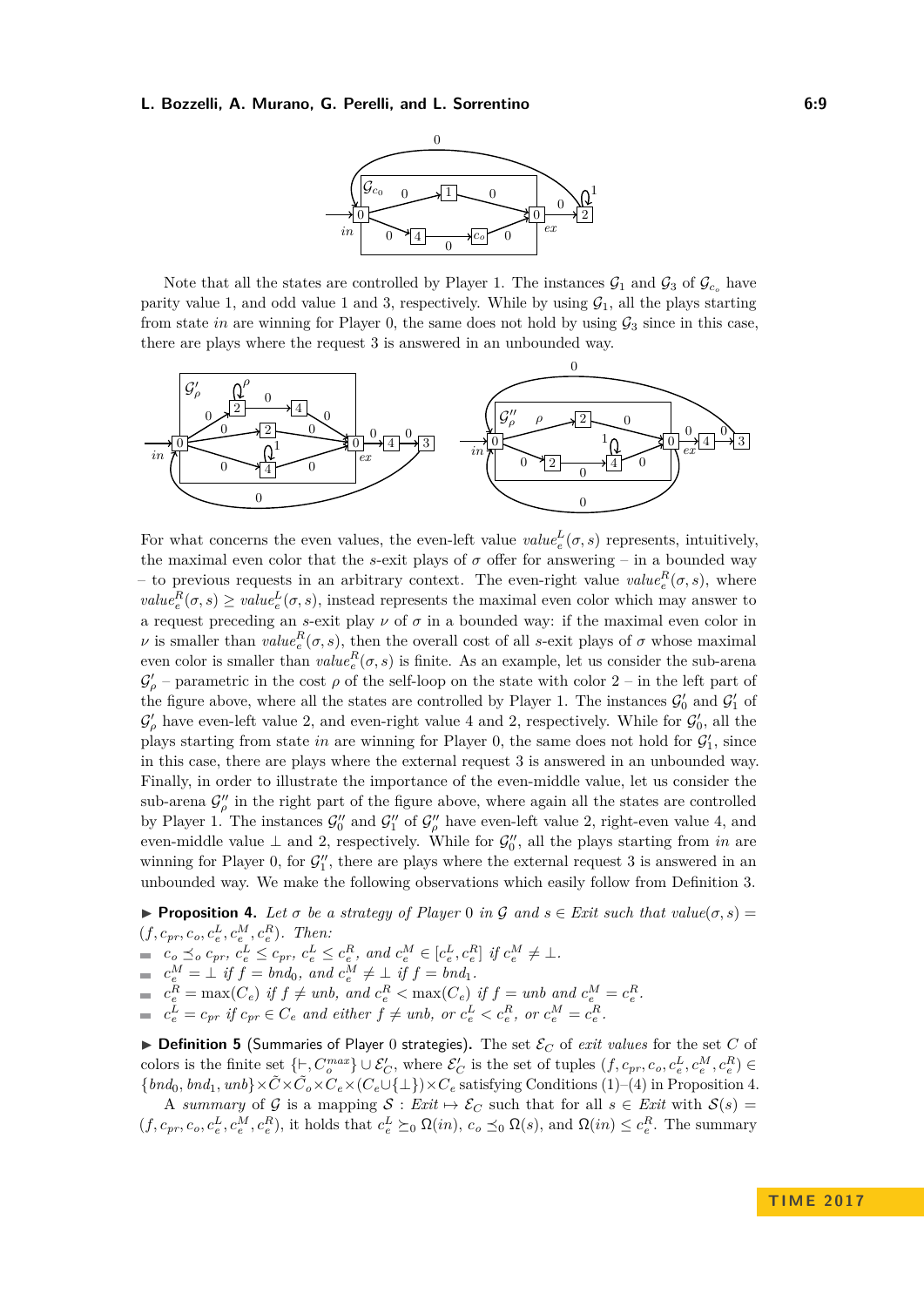Note that all the states are controlled by Player 1. The instances $\mathcal{G}_1$ and $\mathcal{G}_3$ of $\mathcal{G}_{c_o}$ have parity value 1, and odd value 1 and 3, respectively. While by using $\mathcal{G}_1$, all the plays starting from state *in* are winning for Player 0, the same does not hold by using $\mathcal{G}_3$ since in this case, there are plays where the request 3 is answered in an unbounded way.

For what concerns the even values, the even-left value $value_e^L(\sigma, s)$ represents, intuitively, the maximal even color that the $s$-exit plays of $\sigma$ offer for answering – in a bounded way – to previous requests in an arbitrary context. The even-right value $value_e^R(\sigma, s)$, where $value_e^R(\sigma, s) \geq value_e^L(\sigma, s)$, instead represents the maximal even color which may answer to a request preceding an $s$-exit play $\nu$ of $\sigma$ in a bounded way: if the maximal even color in $\nu$ is smaller than $value_e^R(\sigma, s)$, then the overall cost of all $s$-exit plays of $\sigma$ whose maximal even color is smaller than $value_e^R(\sigma, s)$ is finite. As an example, let us consider the sub-arena $\mathcal{G}'_\rho$ – parametric in the cost $\rho$ of the self-loop on the state with color 2 – in the left part of the figure above, where all the states are controlled by Player 1. The instances $\mathcal{G}'_0$ and $\mathcal{G}'_1$ of $\mathcal{G}'_\rho$ have even-left value 2, and even-right value 4 and 2, respectively. While for $\mathcal{G}'_0$, all the plays starting from state *in* are winning for Player 0, the same does not hold for $\mathcal{G}'_1$, since in this case, there are plays where the external request 3 is answered in an unbounded way. Finally, in order to illustrate the importance of the even-middle value, let us consider the sub-arena $\mathcal{G}''_\rho$ in the right part of the figure above, where again all the states are controlled by Player 1. The instances $\mathcal{G}''_0$ and $\mathcal{G}''_1$ of $\mathcal{G}''_\rho$ have even-left value 2, right-even value 4, and even-middle value $\perp$ and 2, respectively. While for $\mathcal{G}''_0$, all the plays starting from *in* are winning for Player 0, for $\mathcal{G}''_1$, there are plays where the external request 3 is answered in an unbounded way. We make the following observations which easily follow from Definition 3.

▶ **Proposition 4.** *Let $\sigma$ be a strategy of Player 0 in $\mathcal{G}$ and $s \in Exit$ such that $value(\sigma, s) = (f, c_{pr}, c_o, c_e^L, c_e^M, c_e^R)$. Then:*

- *$c_o \preceq_o c_{pr}$, $c_e^L \leq c_{pr}$, $c_e^L \leq c_e^R$, and $c_e^M \in [c_e^L, c_e^R]$ if $c_e^M \neq \perp$.*
- *$c_e^M = \perp$ if $f = bnd_0$, and $c_e^M \neq \perp$ if $f = bnd_1$.*
- *$c_e^R = \max(C_e)$ if $f \neq unb$, and $c_e^R < \max(C_e)$ if $f = unb$ and $c_e^M = c_e^R$.*
- *$c_e^L = c_{pr}$ if $c_{pr} \in C_e$ and either $f \neq unb$, or $c_e^L < c_e^R$, or $c_e^M = c_e^R$.*

▶ **Definition 5** (Summaries of Player 0 strategies). The set $\mathcal{E}_C$ of *exit values* for the set $C$ of colors is the finite set $\{\vdash, C_o^{max}\} \cup \mathcal{E}'_C$, where $\mathcal{E}'_C$ is the set of tuples $(f, c_{pr}, c_o, c_e^L, c_e^M, c_e^R) \in \{bnd_0, bnd_1, unb\} \times \tilde{C} \times \tilde{C}_o \times C_e \times (C_e \cup \{\perp\}) \times C_e$ satisfying Conditions (1)–(4) in Proposition 4.

A *summary* of $\mathcal{G}$ is a mapping $\mathcal{S} : Exit \mapsto \mathcal{E}_C$ such that for all $s \in Exit$ with $\mathcal{S}(s) = (f, c_{pr}, c_o, c_e^L, c_e^M, c_e^R)$, it holds that $c_e^L \succeq_0 \Omega(in)$, $c_o \preceq_0 \Omega(s)$, and $\Omega(in) \leq c_e^R$. The summary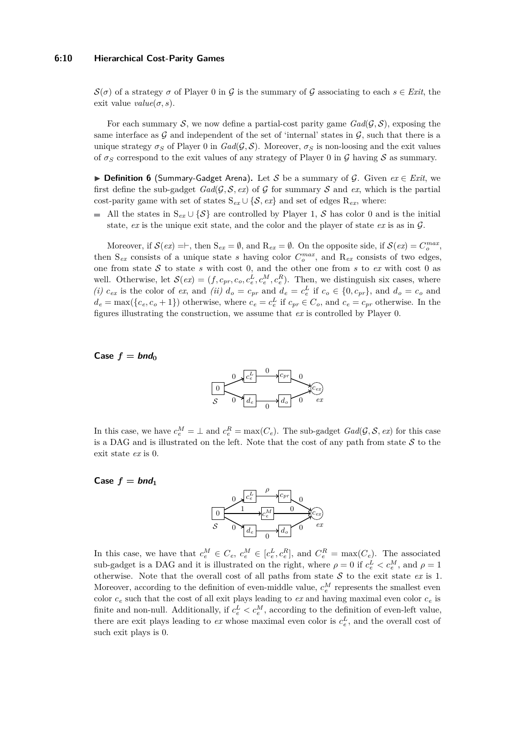$\mathcal{S}(\sigma)$ of a strategy $\sigma$ of Player 0 in $\mathcal{G}$ is the summary of $\mathcal{G}$ associating to each $s \in \mathit{Exit}$, the exit value $\mathit{value}(\sigma, s)$.

For each summary $\mathcal{S}$, we now define a partial-cost parity game $\mathit{Gad}(\mathcal{G}, \mathcal{S})$, exposing the same interface as $\mathcal{G}$ and independent of the set of 'internal' states in $\mathcal{G}$, such that there is a unique strategy $\sigma_S$ of Player 0 in $\mathit{Gad}(\mathcal{G}, \mathcal{S})$. Moreover, $\sigma_S$ is non-loosing and the exit values of $\sigma_S$ correspond to the exit values of any strategy of Player 0 in $\mathcal{G}$ having $\mathcal{S}$ as summary.

▶ **Definition 6** (Summary-Gadget Arena)**.** Let $\mathcal{S}$ be a summary of $\mathcal{G}$. Given $ex \in \mathit{Exit}$, we first define the sub-gadget $\mathit{Gad}(\mathcal{G}, \mathcal{S}, ex)$ of $\mathcal{G}$ for summary $\mathcal{S}$ and $ex$, which is the partial cost-parity game with set of states $\mathrm{S}_{ex} \cup \{\mathcal{S}, ex\}$ and set of edges $\mathrm{R}_{ex}$, where:

- All the states in $\mathrm{S}_{ex} \cup \{\mathcal{S}\}$ are controlled by Player 1, $\mathcal{S}$ has color 0 and is the initial state, $ex$ is the unique exit state, and the color and the player of state $ex$ is as in $\mathcal{G}$.

Moreover, if $\mathcal{S}(ex) = \vdash$, then $\mathrm{S}_{ex} = \emptyset$, and $\mathrm{R}_{ex} = \emptyset$. On the opposite side, if $\mathcal{S}(ex) = C_o^{max}$, then $\mathrm{S}_{ex}$ consists of a unique state $s$ having color $C_o^{max}$, and $\mathrm{R}_{ex}$ consists of two edges, one from state $\mathcal{S}$ to state $s$ with cost 0, and the other one from $s$ to $ex$ with cost 0 as well. Otherwise, let $\mathcal{S}(ex) = (f, c_{pr}, c_o, c_e^L, c_e^M, c_e^R)$. Then, we distinguish six cases, where *(i)* $c_{ex}$ is the color of $ex$, and *(ii)* $d_o = c_{pr}$ and $d_e = c_e^L$ if $c_o \in \{0, c_{pr}\}$, and $d_o = c_o$ and $d_e = \max(\{c_e, c_o + 1\})$ otherwise, where $c_e = c_e^L$ if $c_{pr} \in C_o$, and $c_e = c_{pr}$ otherwise. In the figures illustrating the construction, we assume that $ex$ is controlled by Player 0.

**Case $f = \mathit{bnd}_0$**

In this case, we have $c_e^M = \bot$ and $c_e^R = \max(C_e)$. The sub-gadget $\mathit{Gad}(\mathcal{G}, \mathcal{S}, ex)$ for this case is a DAG and is illustrated on the left. Note that the cost of any path from state $\mathcal{S}$ to the exit state $ex$ is 0.

**Case $f = \mathit{bnd}_1$**

In this case, we have that $c_e^M \in C_e$, $c_e^M \in [c_e^L, c_e^R]$, and $C_e^R = \max(C_e)$. The associated sub-gadget is a DAG and it is illustrated on the right, where $\rho = 0$ if $c_e^L < c_e^M$, and $\rho = 1$ otherwise. Note that the overall cost of all paths from state $\mathcal{S}$ to the exit state $ex$ is 1. Moreover, according to the definition of even-middle value, $c_e^M$ represents the smallest even color $c_e$ such that the cost of all exit plays leading to $ex$ and having maximal even color $c_e$ is finite and non-null. Additionally, if $c_e^L < c_e^M$, according to the definition of even-left value, there are exit plays leading to $ex$ whose maximal even color is $c_e^L$, and the overall cost of such exit plays is 0.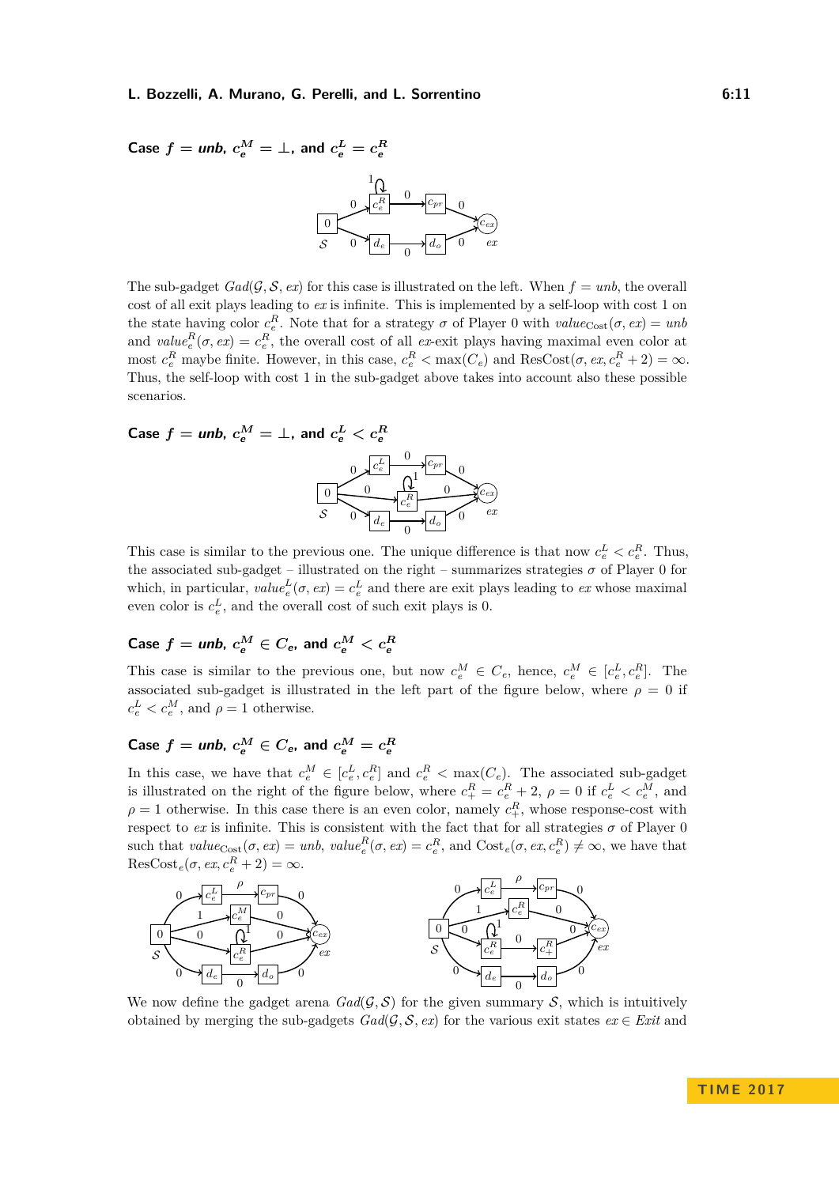**Case $f = unb$, $c_e^M = \bot$, and $c_e^L = c_e^R$**

The sub-gadget $Gad(\mathcal{G}, \mathcal{S}, ex)$ for this case is illustrated on the left. When $f = unb$, the overall cost of all exit plays leading to $ex$ is infinite. This is implemented by a self-loop with cost 1 on the state having color $c_e^R$. Note that for a strategy $\sigma$ of Player 0 with $value_{\text{Cost}}(\sigma, ex) = unb$ and $value_e^R(\sigma, ex) = c_e^R$, the overall cost of all $ex$-exit plays having maximal even color at most $c_e^R$ maybe finite. However, in this case, $c_e^R < \max(C_e)$ and $\text{ResCost}(\sigma, ex, c_e^R + 2) = \infty$. Thus, the self-loop with cost 1 in the sub-gadget above takes into account also these possible scenarios.

**Case $f = unb$, $c_e^M = \bot$, and $c_e^L < c_e^R$**

This case is similar to the previous one. The unique difference is that now $c_e^L < c_e^R$. Thus, the associated sub-gadget – illustrated on the right – summarizes strategies $\sigma$ of Player 0 for which, in particular, $value_e^L(\sigma, ex) = c_e^L$ and there are exit plays leading to $ex$ whose maximal even color is $c_e^L$, and the overall cost of such exit plays is 0.

**Case $f = unb$, $c_e^M \in C_e$, and $c_e^M < c_e^R$**

This case is similar to the previous one, but now $c_e^M \in C_e$, hence, $c_e^M \in [c_e^L, c_e^R]$. The associated sub-gadget is illustrated in the left part of the figure below, where $\rho = 0$ if $c_e^L < c_e^M$, and $\rho = 1$ otherwise.

**Case $f = unb$, $c_e^M \in C_e$, and $c_e^M = c_e^R$**

In this case, we have that $c_e^M \in [c_e^L, c_e^R]$ and $c_e^R < \max(C_e)$. The associated sub-gadget is illustrated on the right of the figure below, where $c_+^R = c_e^R + 2$, $\rho = 0$ if $c_e^L < c_e^M$, and $\rho = 1$ otherwise. In this case there is an even color, namely $c_+^R$, whose response-cost with respect to $ex$ is infinite. This is consistent with the fact that for all strategies $\sigma$ of Player 0 such that $value_{\text{Cost}}(\sigma, ex) = unb$, $value_e^R(\sigma, ex) = c_e^R$, and $\text{Cost}_e(\sigma, ex, c_e^R) \neq \infty$, we have that $\text{ResCost}_e(\sigma, ex, c_e^R + 2) = \infty$.

We now define the gadget arena $Gad(\mathcal{G}, \mathcal{S})$ for the given summary $\mathcal{S}$, which is intuitively obtained by merging the sub-gadgets $Gad(\mathcal{G}, \mathcal{S}, ex)$ for the various exit states $ex \in Exit$ and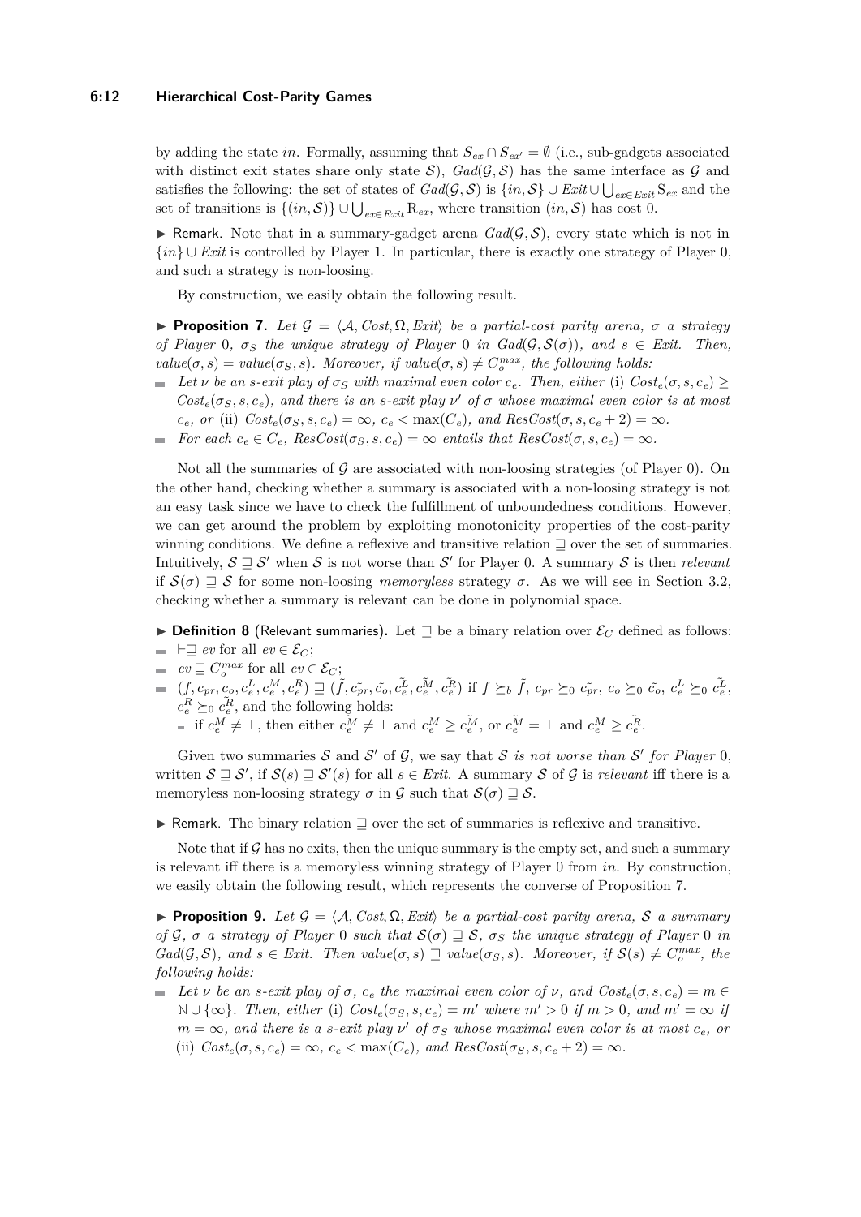by adding the state $in$. Formally, assuming that $S_{ex} \cap S_{ex'} = \emptyset$ (i.e., sub-gadgets associated with distinct exit states share only state $\mathcal{S}$), $Gad(\mathcal{G}, \mathcal{S})$ has the same interface as $\mathcal{G}$ and satisfies the following: the set of states of $Gad(\mathcal{G}, \mathcal{S})$ is $\{in, \mathcal{S}\} \cup Exit \cup \bigcup_{ex \in Exit} \mathrm{S}_{ex}$ and the set of transitions is $\{(in, \mathcal{S})\} \cup \bigcup_{ex \in Exit} \mathrm{R}_{ex}$, where transition $(in, \mathcal{S})$ has cost 0.

▶ Remark. Note that in a summary-gadget arena $Gad(\mathcal{G}, \mathcal{S})$, every state which is not in $\{in\} \cup Exit$ is controlled by Player 1. In particular, there is exactly one strategy of Player 0, and such a strategy is non-loosing.

By construction, we easily obtain the following result.

▶ **Proposition 7.** *Let $\mathcal{G} = \langle \mathcal{A}, Cost, \Omega, Exit \rangle$ be a partial-cost parity arena, $\sigma$ a strategy of Player 0, $\sigma_S$ the unique strategy of Player 0 in $Gad(\mathcal{G}, \mathcal{S}(\sigma))$, and $s \in Exit$. Then, $value(\sigma, s) = value(\sigma_S, s)$. Moreover, if $value(\sigma, s) \neq C_o^{max}$, the following holds:*

- *Let $\nu$ be an $s$-exit play of $\sigma_S$ with maximal even color $c_e$. Then, either (i) $Cost_e(\sigma, s, c_e) \geq Cost_e(\sigma_S, s, c_e)$, and there is an $s$-exit play $\nu'$ of $\sigma$ whose maximal even color is at most $c_e$, or (ii) $Cost_e(\sigma_S, s, c_e) = \infty$, $c_e < \max(C_e)$, and $ResCost(\sigma, s, c_e + 2) = \infty$.*
- *For each $c_e \in C_e$, $ResCost(\sigma_S, s, c_e) = \infty$ entails that $ResCost(\sigma, s, c_e) = \infty$.*

Not all the summaries of $\mathcal{G}$ are associated with non-loosing strategies (of Player 0). On the other hand, checking whether a summary is associated with a non-loosing strategy is not an easy task since we have to check the fulfillment of unboundedness conditions. However, we can get around the problem by exploiting monotonicity properties of the cost-parity winning conditions. We define a reflexive and transitive relation $\sqsupseteq$ over the set of summaries. Intuitively, $\mathcal{S} \sqsupseteq \mathcal{S}'$ when $\mathcal{S}$ is not worse than $\mathcal{S}'$ for Player 0. A summary $\mathcal{S}$ is then *relevant* if $\mathcal{S}(\sigma) \sqsupseteq \mathcal{S}$ for some non-loosing *memoryless* strategy $\sigma$. As we will see in Section 3.2, checking whether a summary is relevant can be done in polynomial space.

▶ **Definition 8** (Relevant summaries)**.** Let $\sqsupseteq$ be a binary relation over $\mathcal{E}_C$ defined as follows:

- $\vdash \sqsupseteq ev$ for all $ev \in \mathcal{E}_C$;
- $ev \sqsupseteq C_o^{max}$ for all $ev \in \mathcal{E}_C$;
- $(f, c_{pr}, c_o, c_e^L, c_e^M, c_e^R) \sqsupseteq (\tilde{f}, \tilde{c_{pr}}, \tilde{c_o}, \tilde{c_e^L}, \tilde{c_e^M}, \tilde{c_e^R})$ if $f \succeq_b \tilde{f}$, $c_{pr} \succeq_0 \tilde{c_{pr}}$, $c_o \succeq_0 \tilde{c_o}$, $c_e^L \succeq_0 \tilde{c_e^L}$, $c_e^R \succeq_0 \tilde{c_e^R}$, and the following holds:
  - if $c_e^M \neq \bot$, then either $\tilde{c_e^M} \neq \bot$ and $c_e^M \geq \tilde{c_e^M}$, or $\tilde{c_e^M} = \bot$ and $c_e^M \geq \tilde{c_e^R}$.

Given two summaries $\mathcal{S}$ and $\mathcal{S}'$ of $\mathcal{G}$, we say that $\mathcal{S}$ *is not worse than* $\mathcal{S}'$ *for Player* 0, written $\mathcal{S} \sqsupseteq \mathcal{S}'$, if $\mathcal{S}(s) \sqsupseteq \mathcal{S}'(s)$ for all $s \in Exit$. A summary $\mathcal{S}$ of $\mathcal{G}$ is *relevant* iff there is a memoryless non-loosing strategy $\sigma$ in $\mathcal{G}$ such that $\mathcal{S}(\sigma) \sqsupseteq \mathcal{S}$.

▶ Remark. The binary relation $\sqsupseteq$ over the set of summaries is reflexive and transitive.

Note that if $\mathcal{G}$ has no exits, then the unique summary is the empty set, and such a summary is relevant iff there is a memoryless winning strategy of Player 0 from $in$. By construction, we easily obtain the following result, which represents the converse of Proposition 7.

▶ **Proposition 9.** *Let $\mathcal{G} = \langle \mathcal{A}, Cost, \Omega, Exit \rangle$ be a partial-cost parity arena, $\mathcal{S}$ a summary of $\mathcal{G}$, $\sigma$ a strategy of Player 0 such that $\mathcal{S}(\sigma) \sqsupseteq \mathcal{S}$, $\sigma_S$ the unique strategy of Player 0 in $Gad(\mathcal{G}, \mathcal{S})$, and $s \in Exit$. Then $value(\sigma, s) \sqsupseteq value(\sigma_S, s)$. Moreover, if $\mathcal{S}(s) \neq C_o^{max}$, the following holds:*

- *Let $\nu$ be an $s$-exit play of $\sigma$, $c_e$ the maximal even color of $\nu$, and $Cost_e(\sigma, s, c_e) = m \in \mathbb{N} \cup \{\infty\}$. Then, either (i) $Cost_e(\sigma_S, s, c_e) = m'$ where $m' > 0$ if $m > 0$, and $m' = \infty$ if $m = \infty$, and there is a $s$-exit play $\nu'$ of $\sigma_S$ whose maximal even color is at most $c_e$, or (ii) $Cost_e(\sigma, s, c_e) = \infty$, $c_e < \max(C_e)$, and $ResCost(\sigma_S, s, c_e + 2) = \infty$.*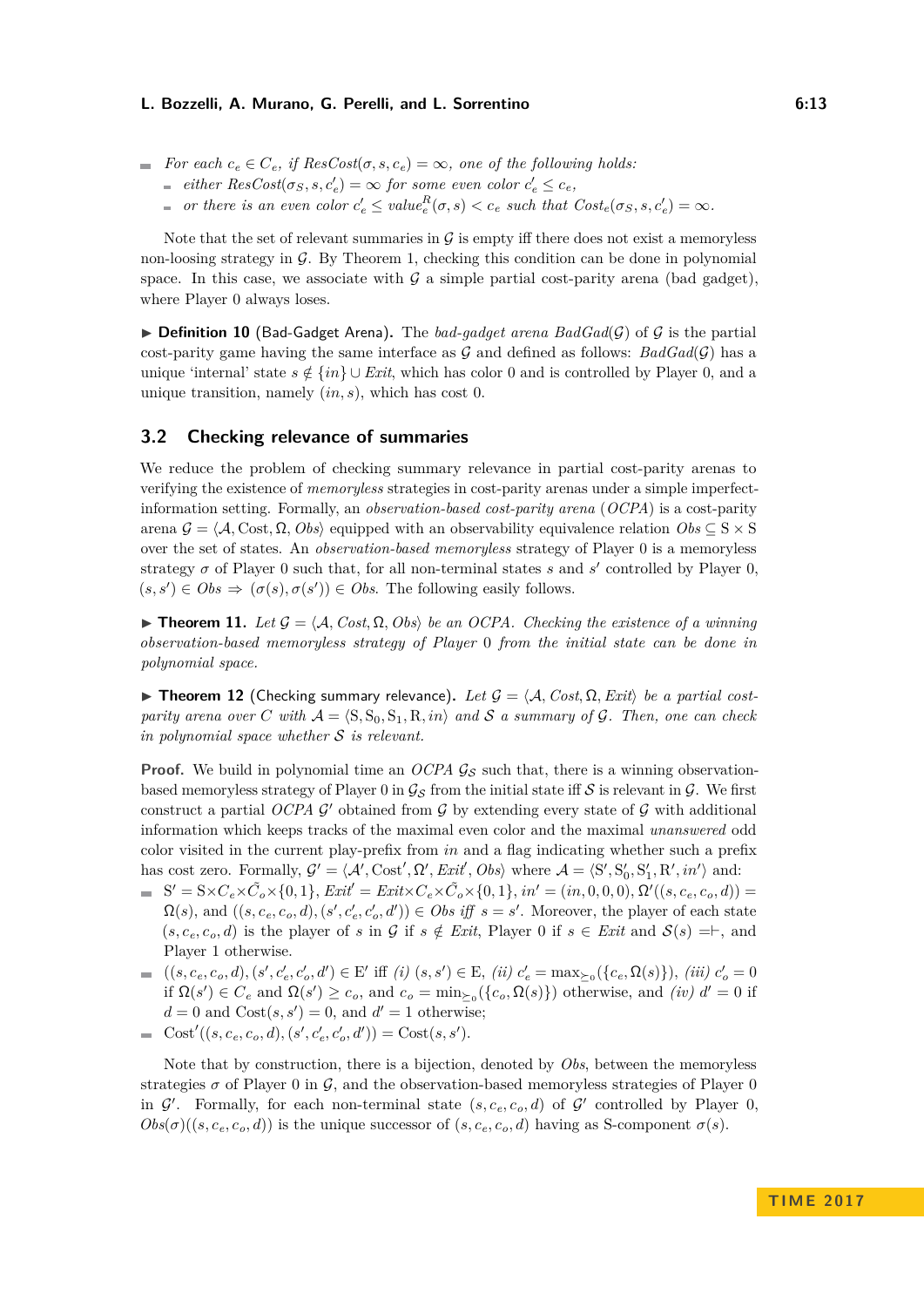- For each $c_e \in C_e$, if $ResCost(\sigma, s, c_e) = \infty$, one of the following holds:
  - either $ResCost(\sigma_S, s, c'_e) = \infty$ for some even color $c'_e \leq c_e$,
  - or there is an even color $c'_e \leq value^R_e(\sigma, s) < c_e$ such that $Cost_e(\sigma_S, s, c'_e) = \infty$.

Note that the set of relevant summaries in $\mathcal{G}$ is empty iff there does not exist a memoryless non-loosing strategy in $\mathcal{G}$. By Theorem 1, checking this condition can be done in polynomial space. In this case, we associate with $\mathcal{G}$ a simple partial cost-parity arena (bad gadget), where Player 0 always loses.

▶ **Definition 10** (Bad-Gadget Arena). The *bad-gadget arena* $BadGad(\mathcal{G})$ of $\mathcal{G}$ is the partial cost-parity game having the same interface as $\mathcal{G}$ and defined as follows: $BadGad(\mathcal{G})$ has a unique 'internal' state $s \notin \{in\} \cup Exit$, which has color 0 and is controlled by Player 0, and a unique transition, namely $(in, s)$, which has cost 0.

## 3.2 Checking relevance of summaries

We reduce the problem of checking summary relevance in partial cost-parity arenas to verifying the existence of *memoryless* strategies in cost-parity arenas under a simple imperfect-information setting. Formally, an *observation-based cost-parity arena* (*OCPA*) is a cost-parity arena $\mathcal{G} = \langle \mathcal{A}, \mathrm{Cost}, \Omega, Obs \rangle$ equipped with an observability equivalence relation $Obs \subseteq \mathrm{S} \times \mathrm{S}$ over the set of states. An *observation-based memoryless* strategy of Player 0 is a memoryless strategy $\sigma$ of Player 0 such that, for all non-terminal states $s$ and $s'$ controlled by Player 0, $(s, s') \in Obs \Rightarrow (\sigma(s), \sigma(s')) \in Obs$. The following easily follows.

▶ **Theorem 11.** *Let $\mathcal{G} = \langle \mathcal{A}, Cost, \Omega, Obs \rangle$ be an OCPA. Checking the existence of a winning observation-based memoryless strategy of Player 0 from the initial state can be done in polynomial space.*

▶ **Theorem 12** (Checking summary relevance). *Let $\mathcal{G} = \langle \mathcal{A}, Cost, \Omega, Exit \rangle$ be a partial cost-parity arena over $C$ with $\mathcal{A} = \langle \mathrm{S}, \mathrm{S}_0, \mathrm{S}_1, \mathrm{R}, in \rangle$ and $\mathcal{S}$ a summary of $\mathcal{G}$. Then, one can check in polynomial space whether $\mathcal{S}$ is relevant.*

**Proof.** We build in polynomial time an *OCPA* $\mathcal{G}_\mathcal{S}$ such that, there is a winning observation-based memoryless strategy of Player 0 in $\mathcal{G}_\mathcal{S}$ from the initial state iff $\mathcal{S}$ is relevant in $\mathcal{G}$. We first construct a partial *OCPA* $\mathcal{G}'$ obtained from $\mathcal{G}$ by extending every state of $\mathcal{G}$ with additional information which keeps tracks of the maximal even color and the maximal *unanswered* odd color visited in the current play-prefix from $in$ and a flag indicating whether such a prefix has cost zero. Formally, $\mathcal{G}' = \langle \mathcal{A}', \mathrm{Cost}', \Omega', Exit', Obs \rangle$ where $\mathcal{A} = \langle \mathrm{S}', \mathrm{S}'_0, \mathrm{S}'_1, \mathrm{R}', in' \rangle$ and:

- $\mathrm{S}' = \mathrm{S} \times C_e \times \tilde{C}_o \times \{0, 1\}$, $Exit' = Exit \times C_e \times \tilde{C}_o \times \{0, 1\}$, $in' = (in, 0, 0, 0)$, $\Omega'((s, c_e, c_o, d)) = \Omega(s)$, and $((s, c_e, c_o, d), (s', c'_e, c'_o, d')) \in Obs$ iff $s = s'$. Moreover, the player of each state $(s, c_e, c_o, d)$ is the player of $s$ in $\mathcal{G}$ if $s \notin Exit$, Player 0 if $s \in Exit$ and $\mathcal{S}(s) = \vdash$, and Player 1 otherwise.
- $((s, c_e, c_o, d), (s', c'_e, c'_o, d') \in \mathrm{E}'$ iff *(i)* $(s, s') \in \mathrm{E}$, *(ii)* $c'_e = \max_{\preceq_0}(\{c_e, \Omega(s)\})$, *(iii)* $c'_o = 0$ if $\Omega(s') \in C_e$ and $\Omega(s') \geq c_o$, and $c_o = \min_{\preceq_0}(\{c_o, \Omega(s)\})$ otherwise, and *(iv)* $d' = 0$ if $d = 0$ and $\mathrm{Cost}(s, s') = 0$, and $d' = 1$ otherwise;
- $\mathrm{Cost}'((s, c_e, c_o, d), (s', c'_e, c'_o, d')) = \mathrm{Cost}(s, s')$.

Note that by construction, there is a bijection, denoted by $Obs$, between the memoryless strategies $\sigma$ of Player 0 in $\mathcal{G}$, and the observation-based memoryless strategies of Player 0 in $\mathcal{G}'$. Formally, for each non-terminal state $(s, c_e, c_o, d)$ of $\mathcal{G}'$ controlled by Player 0, $Obs(\sigma)((s, c_e, c_o, d))$ is the unique successor of $(s, c_e, c_o, d)$ having as S-component $\sigma(s)$.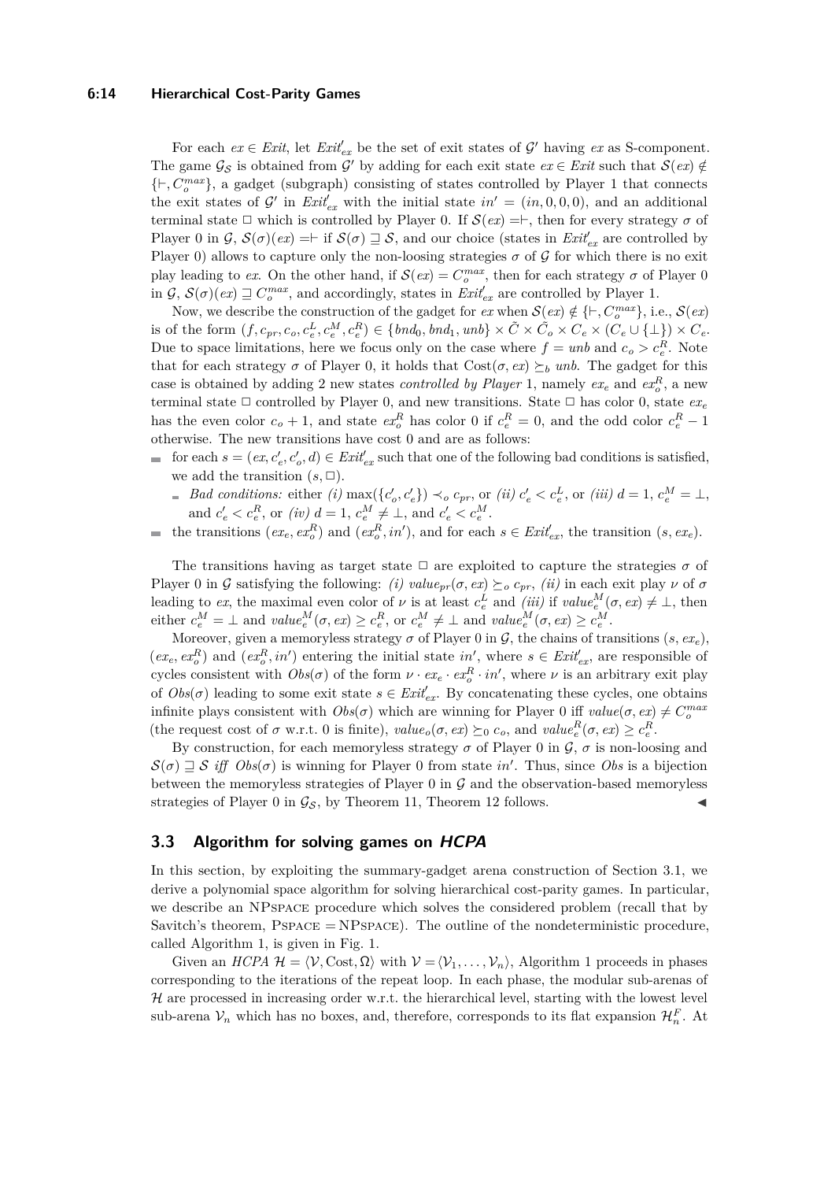For each $ex \in Exit$, let $Exit'_{ex}$ be the set of exit states of $\mathcal{G}'$ having $ex$ as S-component. The game $\mathcal{G}_{\mathcal{S}}$ is obtained from $\mathcal{G}'$ by adding for each exit state $ex \in Exit$ such that $\mathcal{S}(ex) \notin \{\vdash, C_o^{max}\}$, a gadget (subgraph) consisting of states controlled by Player 1 that connects the exit states of $\mathcal{G}'$ in $Exit'_{ex}$ with the initial state $in' = (in, 0, 0, 0)$, and an additional terminal state $\square$ which is controlled by Player 0. If $\mathcal{S}(ex) =\vdash$, then for every strategy $\sigma$ of Player 0 in $\mathcal{G}$, $\mathcal{S}(\sigma)(ex) =\vdash$ if $\mathcal{S}(\sigma) \sqsupseteq \mathcal{S}$, and our choice (states in $Exit'_{ex}$ are controlled by Player 0) allows to capture only the non-loosing strategies $\sigma$ of $\mathcal{G}$ for which there is no exit play leading to $ex$. On the other hand, if $\mathcal{S}(ex) = C_o^{max}$, then for each strategy $\sigma$ of Player 0 in $\mathcal{G}$, $\mathcal{S}(\sigma)(ex) \sqsupseteq C_o^{max}$, and accordingly, states in $Exit'_{ex}$ are controlled by Player 1.

Now, we describe the construction of the gadget for $ex$ when $\mathcal{S}(ex) \notin \{\vdash, C_o^{max}\}$, i.e., $\mathcal{S}(ex)$ is of the form $(f, c_{pr}, c_o, c_e^L, c_e^M, c_e^R) \in \{bnd_0, bnd_1, unb\} \times \tilde{C} \times \tilde{C}_o \times C_e \times (C_e \cup \{\bot\}) \times C_e$. Due to space limitations, here we focus only on the case where $f = unb$ and $c_o > c_e^R$. Note that for each strategy $\sigma$ of Player 0, it holds that $\text{Cost}(\sigma, ex) \succeq_b unb$. The gadget for this case is obtained by adding 2 new states *controlled by Player* 1, namely $ex_e$ and $ex_o^R$, a new terminal state $\square$ controlled by Player 0, and new transitions. State $\square$ has color 0, state $ex_e$ has the even color $c_o + 1$, and state $ex_o^R$ has color 0 if $c_e^R = 0$, and the odd color $c_e^R - 1$ otherwise. The new transitions have cost 0 and are as follows:

- for each $s = (ex, c'_e, c'_o, d) \in Exit'_{ex}$ such that one of the following bad conditions is satisfied, we add the transition $(s, \square)$.
  - *Bad conditions:* either *(i)* $\max(\{c'_o, c'_e\}) \prec_o c_{pr}$, or *(ii)* $c'_e < c_e^L$, or *(iii)* $d = 1$, $c_e^M = \bot$, and $c'_e < c_e^R$, or *(iv)* $d = 1$, $c_e^M \neq \bot$, and $c'_e < c_e^M$.
- the transitions $(ex_e, ex_o^R)$ and $(ex_o^R, in')$, and for each $s \in Exit'_{ex}$, the transition $(s, ex_e)$.

The transitions having as target state $\square$ are exploited to capture the strategies $\sigma$ of Player 0 in $\mathcal{G}$ satisfying the following: *(i)* $value_{pr}(\sigma, ex) \succeq_o c_{pr}$, *(ii)* in each exit play $\nu$ of $\sigma$ leading to $ex$, the maximal even color of $\nu$ is at least $c_e^L$ and *(iii)* if $value_e^M(\sigma, ex) \neq \bot$, then either $c_e^M = \bot$ and $value_e^M(\sigma, ex) \geq c_e^R$, or $c_e^M \neq \bot$ and $value_e^M(\sigma, ex) \geq c_e^M$.

Moreover, given a memoryless strategy $\sigma$ of Player 0 in $\mathcal{G}$, the chains of transitions $(s, ex_e)$, $(ex_e, ex_o^R)$ and $(ex_o^R, in')$ entering the initial state $in'$, where $s \in Exit'_{ex}$, are responsible of cycles consistent with $Obs(\sigma)$ of the form $\nu \cdot ex_e \cdot ex_o^R \cdot in'$, where $\nu$ is an arbitrary exit play of $Obs(\sigma)$ leading to some exit state $s \in Exit'_{ex}$. By concatenating these cycles, one obtains infinite plays consistent with $Obs(\sigma)$ which are winning for Player 0 iff $value(\sigma, ex) \neq C_o^{max}$ (the request cost of $\sigma$ w.r.t. 0 is finite), $value_o(\sigma, ex) \succeq_0 c_o$, and $value_e^R(\sigma, ex) \geq c_e^R$.

By construction, for each memoryless strategy $\sigma$ of Player 0 in $\mathcal{G}$, $\sigma$ is non-loosing and $\mathcal{S}(\sigma) \sqsupseteq \mathcal{S}$ *iff* $Obs(\sigma)$ is winning for Player 0 from state $in'$. Thus, since $Obs$ is a bijection between the memoryless strategies of Player 0 in $\mathcal{G}$ and the observation-based memoryless strategies of Player 0 in $\mathcal{G}_{\mathcal{S}}$, by Theorem 11, Theorem 12 follows. ◀

## 3.3 Algorithm for solving games on *HCPA*

In this section, by exploiting the summary-gadget arena construction of Section 3.1, we derive a polynomial space algorithm for solving hierarchical cost-parity games. In particular, we describe an NPSPACE procedure which solves the considered problem (recall that by Savitch's theorem, PSPACE = NPSPACE). The outline of the nondeterministic procedure, called Algorithm 1, is given in Fig. 1.

Given an *HCPA* $\mathcal{H} = \langle \mathcal{V}, \text{Cost}, \Omega \rangle$ with $\mathcal{V} = \langle \mathcal{V}_1, \ldots, \mathcal{V}_n \rangle$, Algorithm 1 proceeds in phases corresponding to the iterations of the repeat loop. In each phase, the modular sub-arenas of $\mathcal{H}$ are processed in increasing order w.r.t. the hierarchical level, starting with the lowest level sub-arena $\mathcal{V}_n$ which has no boxes, and, therefore, corresponds to its flat expansion $\mathcal{H}_n^F$. At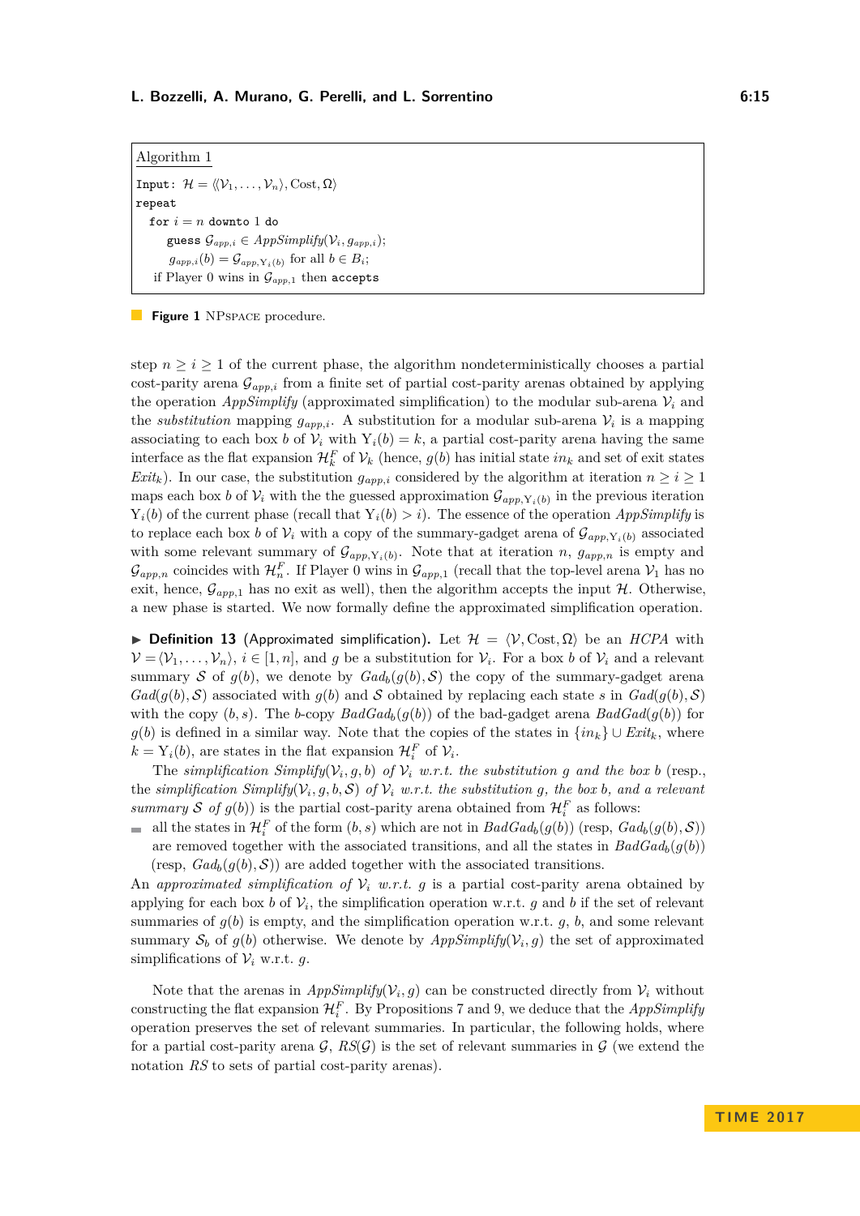**Algorithm 1**

```
Input: H = ⟨⟨V_1, ..., V_n⟩, Cost, Ω⟩
repeat
  for i = n downto 1 do
     guess G_{app,i} ∈ AppSimplify(V_i, g_{app,i});
      g_{app,i}(b) = G_{app,Y_i(b)} for all b ∈ B_i;
   if Player 0 wins in G_{app,1} then accepts
```

**Figure 1** NPSPACE procedure.

step $n \geq i \geq 1$ of the current phase, the algorithm nondeterministically chooses a partial cost-parity arena $\mathcal{G}_{app,i}$ from a finite set of partial cost-parity arenas obtained by applying the operation *AppSimplify* (approximated simplification) to the modular sub-arena $\mathcal{V}_i$ and the *substitution* mapping $g_{app,i}$. A substitution for a modular sub-arena $\mathcal{V}_i$ is a mapping associating to each box $b$ of $\mathcal{V}_i$ with $\mathrm{Y}_i(b) = k$, a partial cost-parity arena having the same interface as the flat expansion $\mathcal{H}^F_k$ of $\mathcal{V}_k$ (hence, $g(b)$ has initial state $in_k$ and set of exit states $Exit_k$). In our case, the substitution $g_{app,i}$ considered by the algorithm at iteration $n \geq i \geq 1$ maps each box $b$ of $\mathcal{V}_i$ with the the guessed approximation $\mathcal{G}_{app,\mathrm{Y}_i(b)}$ in the previous iteration $\mathrm{Y}_i(b)$ of the current phase (recall that $\mathrm{Y}_i(b) > i$). The essence of the operation *AppSimplify* is to replace each box $b$ of $\mathcal{V}_i$ with a copy of the summary-gadget arena of $\mathcal{G}_{app,\mathrm{Y}_i(b)}$ associated with some relevant summary of $\mathcal{G}_{app,\mathrm{Y}_i(b)}$. Note that at iteration $n$, $g_{app,n}$ is empty and $\mathcal{G}_{app,n}$ coincides with $\mathcal{H}^F_n$. If Player 0 wins in $\mathcal{G}_{app,1}$ (recall that the top-level arena $\mathcal{V}_1$ has no exit, hence, $\mathcal{G}_{app,1}$ has no exit as well), then the algorithm accepts the input $\mathcal{H}$. Otherwise, a new phase is started. We now formally define the approximated simplification operation.

▶ **Definition 13** (Approximated simplification). Let $\mathcal{H} = \langle \mathcal{V}, \mathrm{Cost}, \Omega \rangle$ be an *HCPA* with $\mathcal{V} = \langle \mathcal{V}_1, \ldots, \mathcal{V}_n \rangle$, $i \in [1, n]$, and $g$ be a substitution for $\mathcal{V}_i$. For a box $b$ of $\mathcal{V}_i$ and a relevant summary $\mathcal{S}$ of $g(b)$, we denote by $Gad_b(g(b), \mathcal{S})$ the copy of the summary-gadget arena $Gad(g(b), \mathcal{S})$ associated with $g(b)$ and $\mathcal{S}$ obtained by replacing each state $s$ in $Gad(g(b), \mathcal{S})$ with the copy $(b, s)$. The $b$-copy $BadGad_b(g(b))$ of the bad-gadget arena $BadGad(g(b))$ for $g(b)$ is defined in a similar way. Note that the copies of the states in $\{in_k\} \cup Exit_k$, where $k = \mathrm{Y}_i(b)$, are states in the flat expansion $\mathcal{H}^F_i$ of $\mathcal{V}_i$.

The *simplification* $Simplify(\mathcal{V}_i, g, b)$ *of* $\mathcal{V}_i$ *w.r.t. the substitution* $g$ *and the box* $b$ (resp., the *simplification* $Simplify(\mathcal{V}_i, g, b, \mathcal{S})$ *of* $\mathcal{V}_i$ *w.r.t. the substitution* $g$*, the box* $b$*, and a relevant summary* $\mathcal{S}$ *of* $g(b)$) is the partial cost-parity arena obtained from $\mathcal{H}^F_i$ as follows:

- all the states in $\mathcal{H}^F_i$ of the form $(b, s)$ which are not in $BadGad_b(g(b))$ (resp, $Gad_b(g(b), \mathcal{S})$) are removed together with the associated transitions, and all the states in $BadGad_b(g(b))$ (resp, $Gad_b(g(b), \mathcal{S})$) are added together with the associated transitions.

An *approximated simplification of* $\mathcal{V}_i$ *w.r.t.* $g$ is a partial cost-parity arena obtained by applying for each box $b$ of $\mathcal{V}_i$, the simplification operation w.r.t. $g$ and $b$ if the set of relevant summaries of $g(b)$ is empty, and the simplification operation w.r.t. $g$, $b$, and some relevant summary $\mathcal{S}_b$ of $g(b)$ otherwise. We denote by $AppSimplify(\mathcal{V}_i, g)$ the set of approximated simplifications of $\mathcal{V}_i$ w.r.t. $g$.

Note that the arenas in $AppSimplify(\mathcal{V}_i, g)$ can be constructed directly from $\mathcal{V}_i$ without constructing the flat expansion $\mathcal{H}^F_i$. By Propositions 7 and 9, we deduce that the *AppSimplify* operation preserves the set of relevant summaries. In particular, the following holds, where for a partial cost-parity arena $\mathcal{G}$, $RS(\mathcal{G})$ is the set of relevant summaries in $\mathcal{G}$ (we extend the notation $RS$ to sets of partial cost-parity arenas).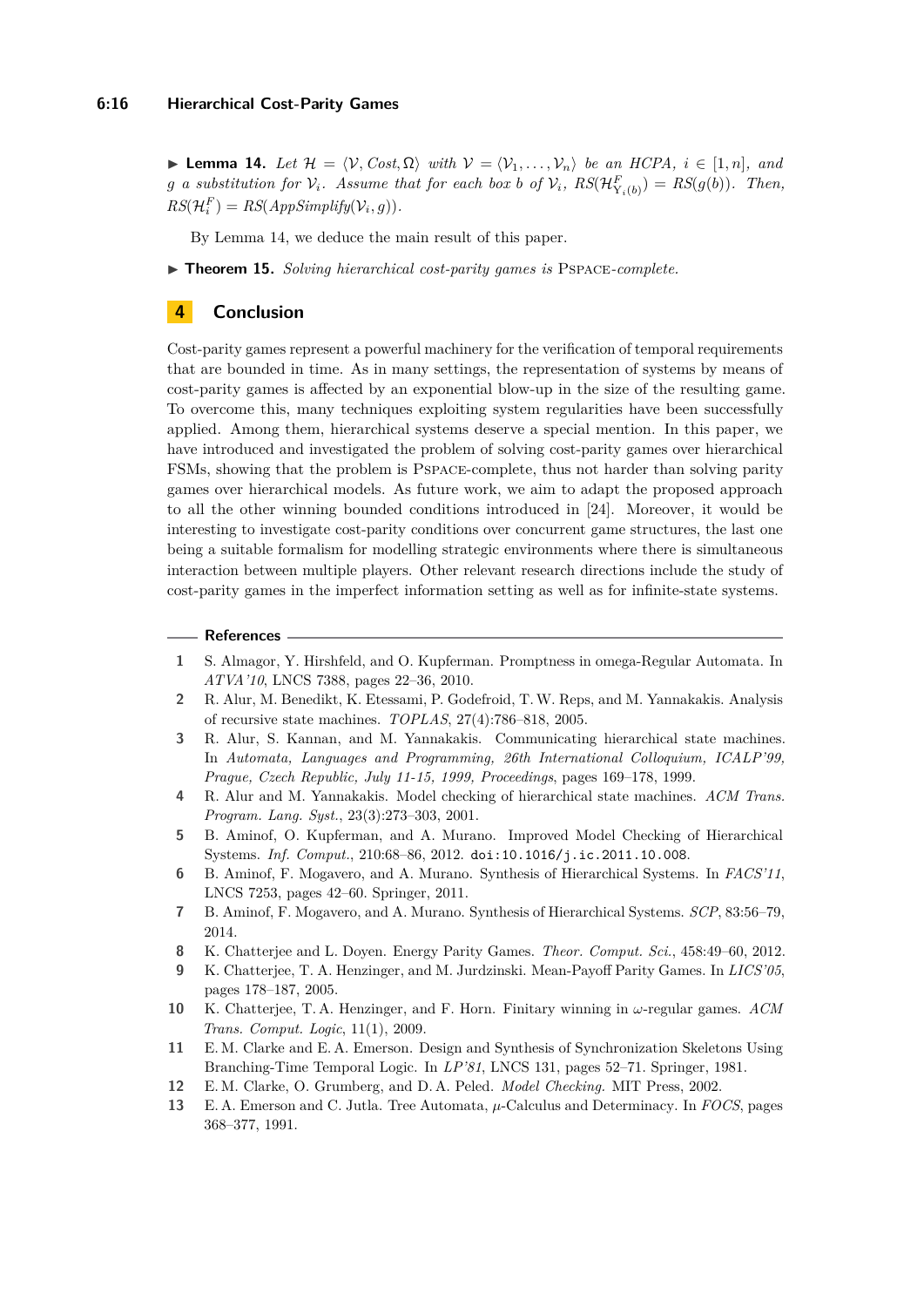▶ **Lemma 14.** *Let* $\mathcal{H} = \langle \mathcal{V}, Cost, \Omega \rangle$ *with* $\mathcal{V} = \langle \mathcal{V}_1, \ldots, \mathcal{V}_n \rangle$ *be an HCPA,* $i \in [1, n]$*, and* $g$ *a substitution for* $\mathcal{V}_i$*. Assume that for each box* $b$ *of* $\mathcal{V}_i$*,* $RS(\mathcal{H}^F_{\Upsilon_i(b)}) = RS(g(b))$*. Then,* $RS(\mathcal{H}^F_i) = RS(AppSimplify(\mathcal{V}_i, g))$*.*

By Lemma 14, we deduce the main result of this paper.

▶ **Theorem 15.** *Solving hierarchical cost-parity games is* PSPACE*-complete.*

## 4 Conclusion

Cost-parity games represent a powerful machinery for the verification of temporal requirements that are bounded in time. As in many settings, the representation of systems by means of cost-parity games is affected by an exponential blow-up in the size of the resulting game. To overcome this, many techniques exploiting system regularities have been successfully applied. Among them, hierarchical systems deserve a special mention. In this paper, we have introduced and investigated the problem of solving cost-parity games over hierarchical FSMs, showing that the problem is PSPACE-complete, thus not harder than solving parity games over hierarchical models. As future work, we aim to adapt the proposed approach to all the other winning bounded conditions introduced in [24]. Moreover, it would be interesting to investigate cost-parity conditions over concurrent game structures, the last one being a suitable formalism for modelling strategic environments where there is simultaneous interaction between multiple players. Other relevant research directions include the study of cost-parity games in the imperfect information setting as well as for infinite-state systems.

## References

1. S. Almagor, Y. Hirshfeld, and O. Kupferman. Promptness in omega-Regular Automata. In *ATVA'10*, LNCS 7388, pages 22–36, 2010.
2. R. Alur, M. Benedikt, K. Etessami, P. Godefroid, T. W. Reps, and M. Yannakakis. Analysis of recursive state machines. *TOPLAS*, 27(4):786–818, 2005.
3. R. Alur, S. Kannan, and M. Yannakakis. Communicating hierarchical state machines. In *Automata, Languages and Programming, 26th International Colloquium, ICALP'99, Prague, Czech Republic, July 11-15, 1999, Proceedings*, pages 169–178, 1999.
4. R. Alur and M. Yannakakis. Model checking of hierarchical state machines. *ACM Trans. Program. Lang. Syst.*, 23(3):273–303, 2001.
5. B. Aminof, O. Kupferman, and A. Murano. Improved Model Checking of Hierarchical Systems. *Inf. Comput.*, 210:68–86, 2012. doi:10.1016/j.ic.2011.10.008.
6. B. Aminof, F. Mogavero, and A. Murano. Synthesis of Hierarchical Systems. In *FACS'11*, LNCS 7253, pages 42–60. Springer, 2011.
7. B. Aminof, F. Mogavero, and A. Murano. Synthesis of Hierarchical Systems. *SCP*, 83:56–79, 2014.
8. K. Chatterjee and L. Doyen. Energy Parity Games. *Theor. Comput. Sci.*, 458:49–60, 2012.
9. K. Chatterjee, T. A. Henzinger, and M. Jurdzinski. Mean-Payoff Parity Games. In *LICS'05*, pages 178–187, 2005.
10. K. Chatterjee, T. A. Henzinger, and F. Horn. Finitary winning in $\omega$-regular games. *ACM Trans. Comput. Logic*, 11(1), 2009.
11. E. M. Clarke and E. A. Emerson. Design and Synthesis of Synchronization Skeletons Using Branching-Time Temporal Logic. In *LP'81*, LNCS 131, pages 52–71. Springer, 1981.
12. E. M. Clarke, O. Grumberg, and D. A. Peled. *Model Checking.* MIT Press, 2002.
13. E. A. Emerson and C. Jutla. Tree Automata, $\mu$-Calculus and Determinacy. In *FOCS*, pages 368–377, 1991.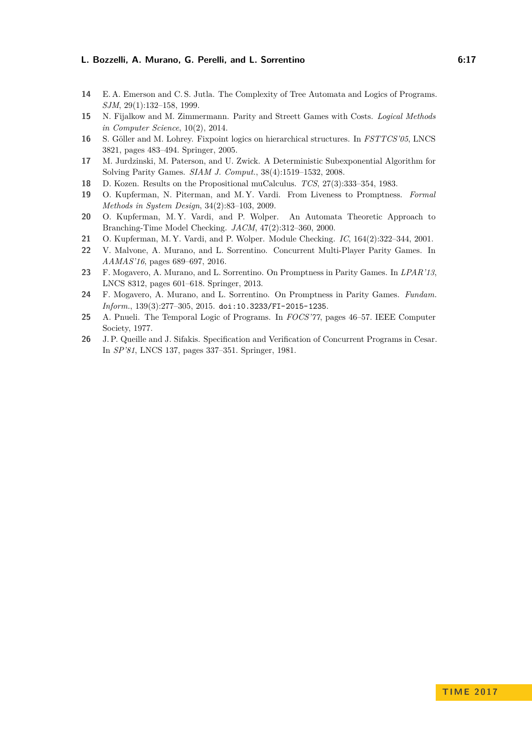14 E. A. Emerson and C. S. Jutla. The Complexity of Tree Automata and Logics of Programs. *SJM*, 29(1):132–158, 1999.

15 N. Fijalkow and M. Zimmermann. Parity and Streett Games with Costs. *Logical Methods in Computer Science*, 10(2), 2014.

16 S. Göller and M. Lohrey. Fixpoint logics on hierarchical structures. In *FSTTCS'05*, LNCS 3821, pages 483–494. Springer, 2005.

17 M. Jurdzinski, M. Paterson, and U. Zwick. A Deterministic Subexponential Algorithm for Solving Parity Games. *SIAM J. Comput.*, 38(4):1519–1532, 2008.

18 D. Kozen. Results on the Propositional muCalculus. *TCS*, 27(3):333–354, 1983.

19 O. Kupferman, N. Piterman, and M. Y. Vardi. From Liveness to Promptness. *Formal Methods in System Design*, 34(2):83–103, 2009.

20 O. Kupferman, M. Y. Vardi, and P. Wolper. An Automata Theoretic Approach to Branching-Time Model Checking. *JACM*, 47(2):312–360, 2000.

21 O. Kupferman, M. Y. Vardi, and P. Wolper. Module Checking. *IC*, 164(2):322–344, 2001.

22 V. Malvone, A. Murano, and L. Sorrentino. Concurrent Multi-Player Parity Games. In *AAMAS'16*, pages 689–697, 2016.

23 F. Mogavero, A. Murano, and L. Sorrentino. On Promptness in Parity Games. In *LPAR'13*, LNCS 8312, pages 601–618. Springer, 2013.

24 F. Mogavero, A. Murano, and L. Sorrentino. On Promptness in Parity Games. *Fundam. Inform.*, 139(3):277–305, 2015. doi:10.3233/FI-2015-1235.

25 A. Pnueli. The Temporal Logic of Programs. In *FOCS'77*, pages 46–57. IEEE Computer Society, 1977.

26 J. P. Queille and J. Sifakis. Specification and Verification of Concurrent Programs in Cesar. In *SP'81*, LNCS 137, pages 337–351. Springer, 1981.